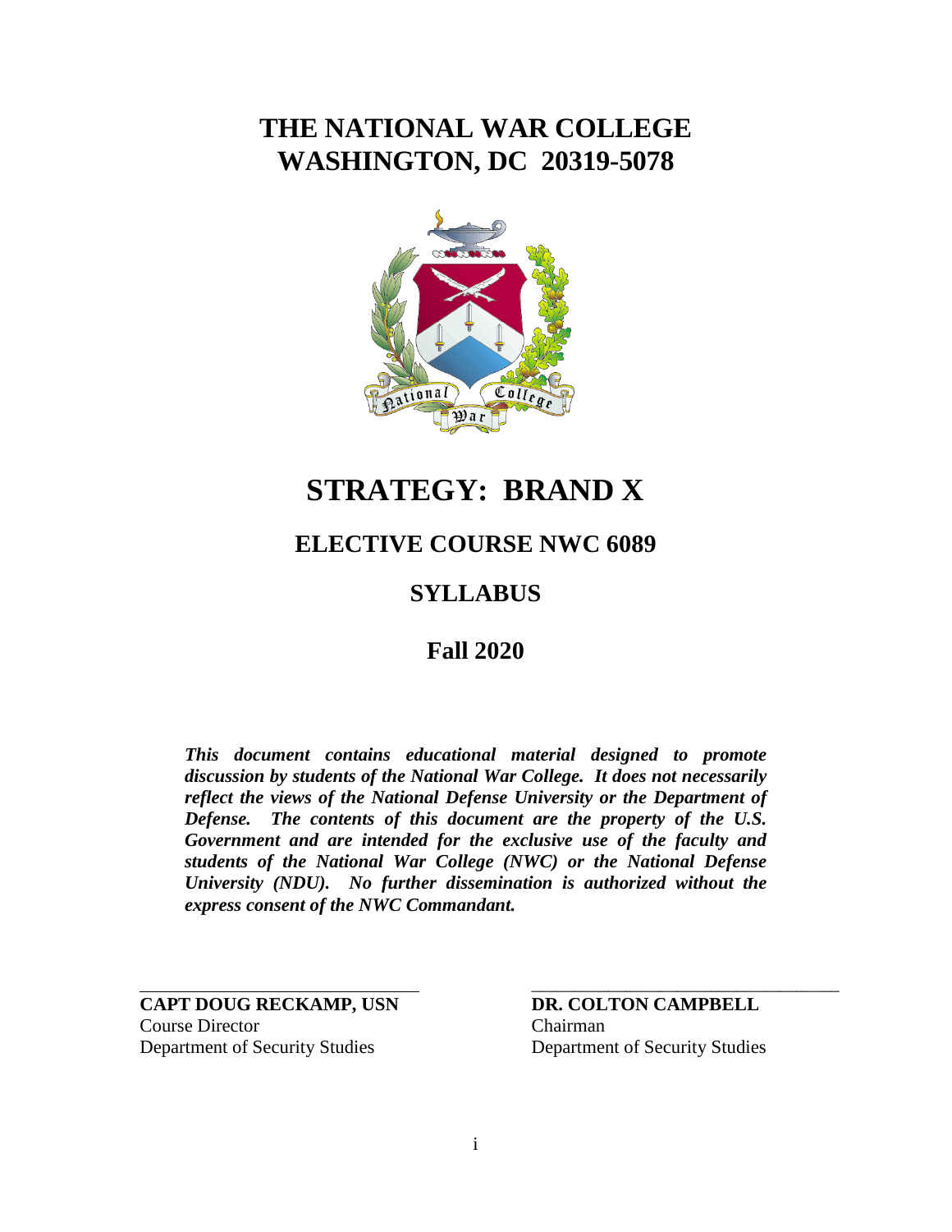# THE NATIONAL WAR COLLEGE
# WASHINGTON, DC 20319-5078

# STRATEGY: BRAND X

## ELECTIVE COURSE NWC 6089

## SYLLABUS

## Fall 2020

***This document contains educational material designed to promote discussion by students of the National War College. It does not necessarily reflect the views of the National Defense University or the Department of Defense. The contents of this document are the property of the U.S. Government and are intended for the exclusive use of the faculty and students of the National War College (NWC) or the National Defense University (NDU). No further dissemination is authorized without the express consent of the NWC Commandant.***

**CAPT DOUG RECKAMP, USN**
Course Director
Department of Security Studies

**DR. COLTON CAMPBELL**
Chairman
Department of Security Studies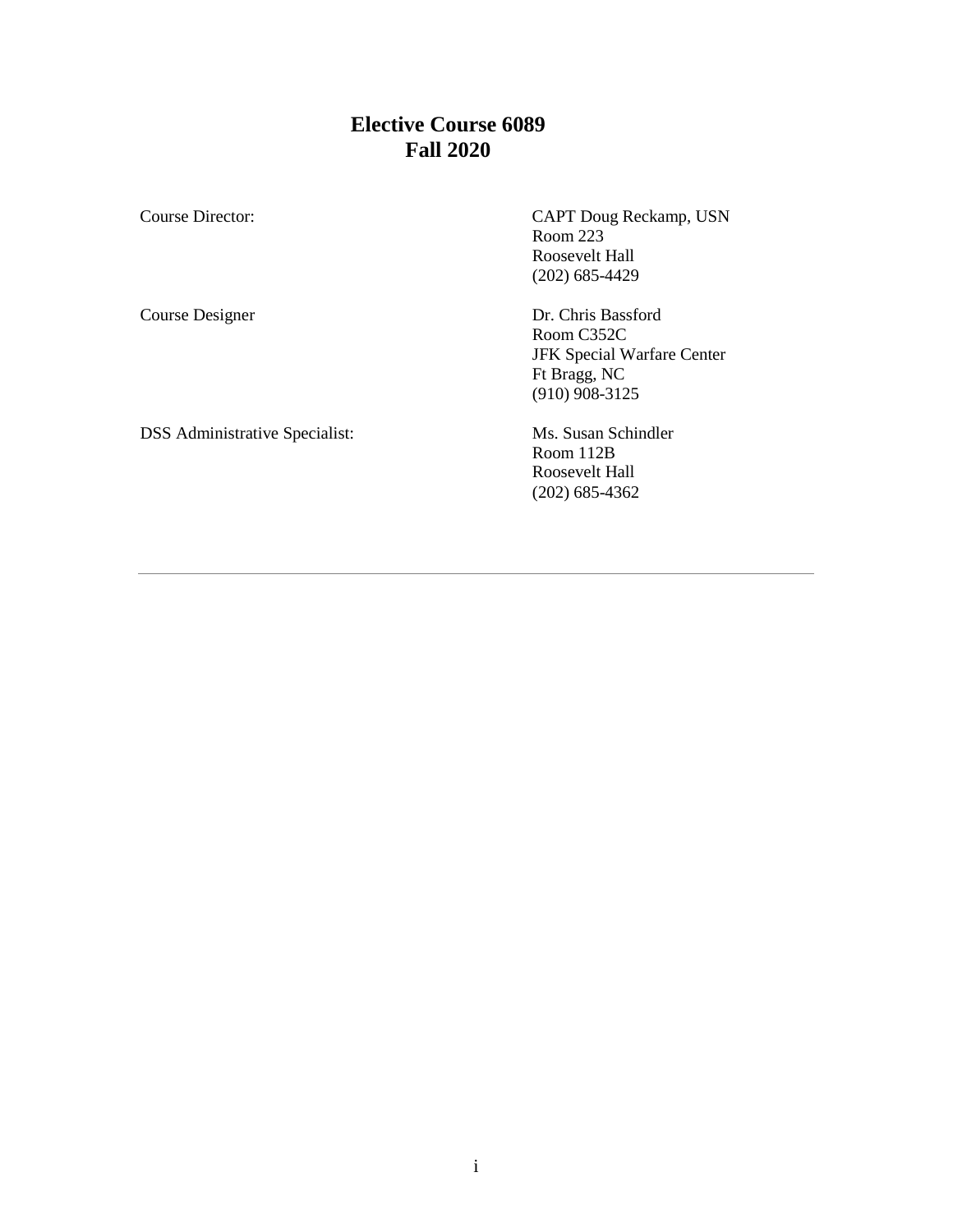# Elective Course 6089
# Fall 2020

| | |
|---|---|
| Course Director: | CAPT Doug Reckamp, USN<br>Room 223<br>Roosevelt Hall<br>(202) 685-4429 |
| Course Designer | Dr. Chris Bassford<br>Room C352C<br>JFK Special Warfare Center<br>Ft Bragg, NC<br>(910) 908-3125 |
| DSS Administrative Specialist: | Ms. Susan Schindler<br>Room 112B<br>Roosevelt Hall<br>(202) 685-4362 |

---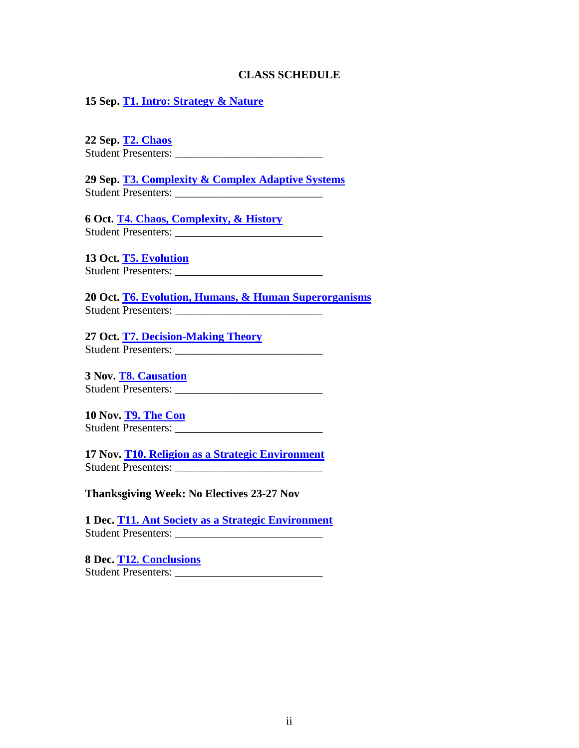## CLASS SCHEDULE

**15 Sep. T1. Intro: Strategy & Nature**

**22 Sep. T2. Chaos**
Student Presenters: ___________________________

**29 Sep. T3. Complexity & Complex Adaptive Systems**
Student Presenters: ___________________________

**6 Oct. T4. Chaos, Complexity, & History**
Student Presenters: ___________________________

**13 Oct. T5. Evolution**
Student Presenters: ___________________________

**20 Oct. T6. Evolution, Humans, & Human Superorganisms**
Student Presenters: ___________________________

**27 Oct. T7. Decision-Making Theory**
Student Presenters: ___________________________

**3 Nov. T8. Causation**
Student Presenters: ___________________________

**10 Nov. T9. The Con**
Student Presenters: ___________________________

**17 Nov. T10. Religion as a Strategic Environment**
Student Presenters: ___________________________

**Thanksgiving Week: No Electives 23-27 Nov**

**1 Dec. T11. Ant Society as a Strategic Environment**
Student Presenters: ___________________________

**8 Dec. T12. Conclusions**
Student Presenters: ___________________________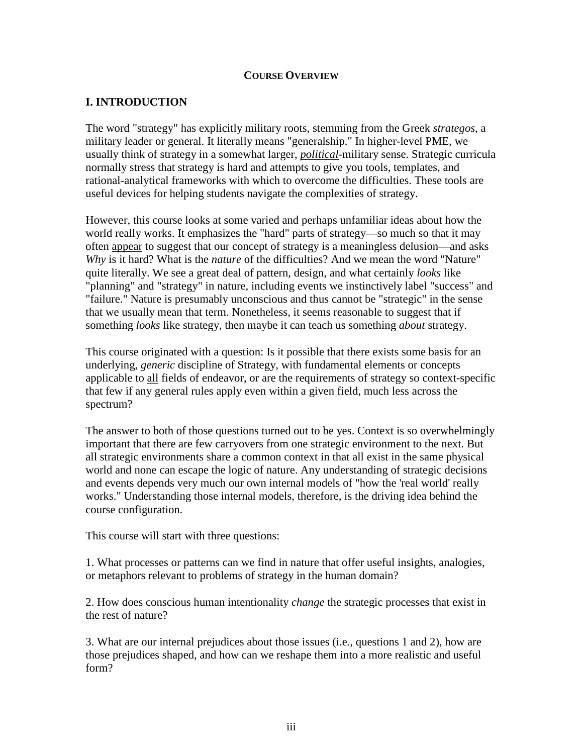**COURSE OVERVIEW**

## I. INTRODUCTION

The word "strategy" has explicitly military roots, stemming from the Greek *strategos*, a military leader or general. It literally means "generalship." In higher-level PME, we usually think of strategy in a somewhat larger, ***political***-military sense. Strategic curricula normally stress that strategy is hard and attempts to give you tools, templates, and rational-analytical frameworks with which to overcome the difficulties. These tools are useful devices for helping students navigate the complexities of strategy.

However, this course looks at some varied and perhaps unfamiliar ideas about how the world really works. It emphasizes the "hard" parts of strategy—so much so that it may often appear to suggest that our concept of strategy is a meaningless delusion—and asks *Why* is it hard? What is the *nature* of the difficulties? And we mean the word "Nature" quite literally. We see a great deal of pattern, design, and what certainly *looks* like "planning" and "strategy" in nature, including events we instinctively label "success" and "failure." Nature is presumably unconscious and thus cannot be "strategic" in the sense that we usually mean that term. Nonetheless, it seems reasonable to suggest that if something *looks* like strategy, then maybe it can teach us something *about* strategy.

This course originated with a question: Is it possible that there exists some basis for an underlying, *generic* discipline of Strategy, with fundamental elements or concepts applicable to all fields of endeavor, or are the requirements of strategy so context-specific that few if any general rules apply even within a given field, much less across the spectrum?

The answer to both of those questions turned out to be yes. Context is so overwhelmingly important that there are few carryovers from one strategic environment to the next. But all strategic environments share a common context in that all exist in the same physical world and none can escape the logic of nature. Any understanding of strategic decisions and events depends very much our own internal models of "how the 'real world' really works." Understanding those internal models, therefore, is the driving idea behind the course configuration.

This course will start with three questions:

1. What processes or patterns can we find in nature that offer useful insights, analogies, or metaphors relevant to problems of strategy in the human domain?

2. How does conscious human intentionality *change* the strategic processes that exist in the rest of nature?

3. What are our internal prejudices about those issues (i.e., questions 1 and 2), how are those prejudices shaped, and how can we reshape them into a more realistic and useful form?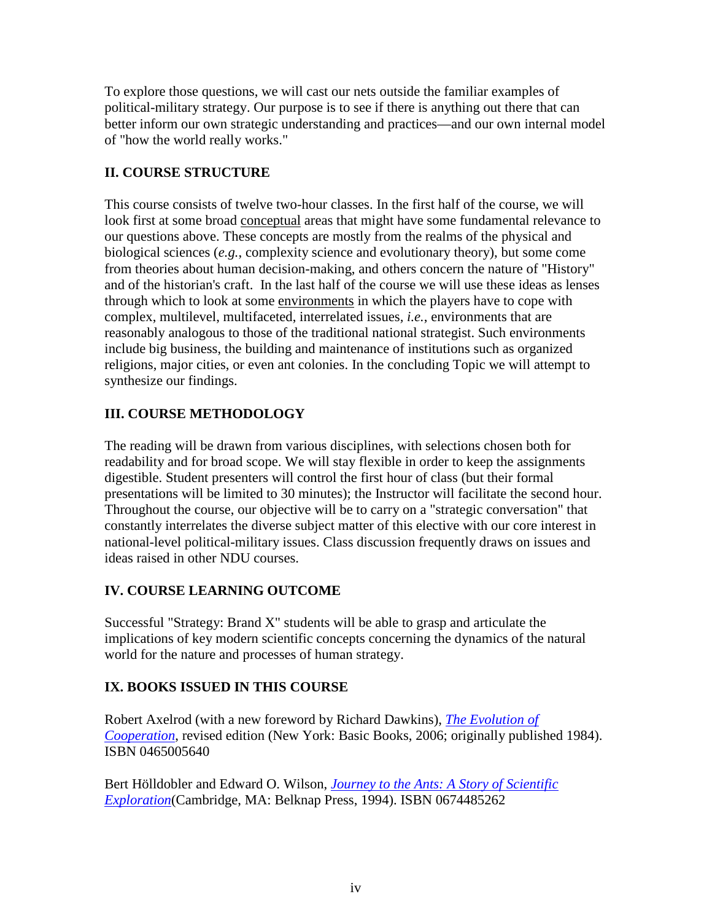To explore those questions, we will cast our nets outside the familiar examples of political-military strategy. Our purpose is to see if there is anything out there that can better inform our own strategic understanding and practices—and our own internal model of "how the world really works."

## II. COURSE STRUCTURE

This course consists of twelve two-hour classes. In the first half of the course, we will look first at some broad conceptual areas that might have some fundamental relevance to our questions above. These concepts are mostly from the realms of the physical and biological sciences (*e.g.*, complexity science and evolutionary theory), but some come from theories about human decision-making, and others concern the nature of "History" and of the historian's craft. In the last half of the course we will use these ideas as lenses through which to look at some environments in which the players have to cope with complex, multilevel, multifaceted, interrelated issues, *i.e.*, environments that are reasonably analogous to those of the traditional national strategist. Such environments include big business, the building and maintenance of institutions such as organized religions, major cities, or even ant colonies. In the concluding Topic we will attempt to synthesize our findings.

## III. COURSE METHODOLOGY

The reading will be drawn from various disciplines, with selections chosen both for readability and for broad scope. We will stay flexible in order to keep the assignments digestible. Student presenters will control the first hour of class (but their formal presentations will be limited to 30 minutes); the Instructor will facilitate the second hour. Throughout the course, our objective will be to carry on a "strategic conversation" that constantly interrelates the diverse subject matter of this elective with our core interest in national-level political-military issues. Class discussion frequently draws on issues and ideas raised in other NDU courses.

## IV. COURSE LEARNING OUTCOME

Successful "Strategy: Brand X" students will be able to grasp and articulate the implications of key modern scientific concepts concerning the dynamics of the natural world for the nature and processes of human strategy.

## IX. BOOKS ISSUED IN THIS COURSE

Robert Axelrod (with a new foreword by Richard Dawkins), *The Evolution of Cooperation*, revised edition (New York: Basic Books, 2006; originally published 1984). ISBN 0465005640

Bert Hölldobler and Edward O. Wilson, *Journey to the Ants: A Story of Scientific Exploration*(Cambridge, MA: Belknap Press, 1994). ISBN 0674485262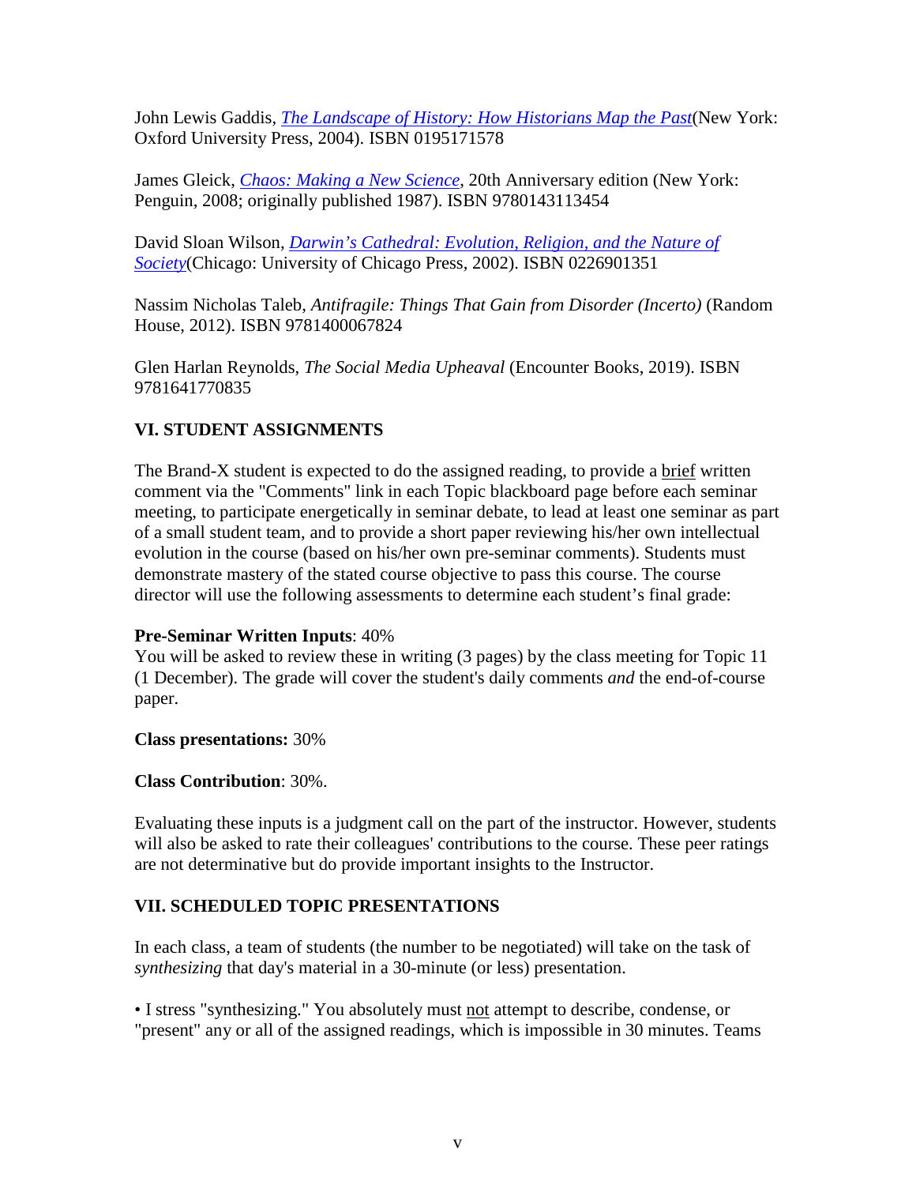John Lewis Gaddis, *The Landscape of History: How Historians Map the Past*(New York: Oxford University Press, 2004). ISBN 0195171578

James Gleick, *Chaos: Making a New Science*, 20th Anniversary edition (New York: Penguin, 2008; originally published 1987). ISBN 9780143113454

David Sloan Wilson, *Darwin's Cathedral: Evolution, Religion, and the Nature of Society*(Chicago: University of Chicago Press, 2002). ISBN 0226901351

Nassim Nicholas Taleb, *Antifragile: Things That Gain from Disorder (Incerto)* (Random House, 2012). ISBN 9781400067824

Glen Harlan Reynolds, *The Social Media Upheaval* (Encounter Books, 2019). ISBN 9781641770835

## VI. STUDENT ASSIGNMENTS

The Brand-X student is expected to do the assigned reading, to provide a brief written comment via the "Comments" link in each Topic blackboard page before each seminar meeting, to participate energetically in seminar debate, to lead at least one seminar as part of a small student team, and to provide a short paper reviewing his/her own intellectual evolution in the course (based on his/her own pre-seminar comments). Students must demonstrate mastery of the stated course objective to pass this course. The course director will use the following assessments to determine each student's final grade:

**Pre-Seminar Written Inputs**: 40%
You will be asked to review these in writing (3 pages) by the class meeting for Topic 11 (1 December). The grade will cover the student's daily comments *and* the end-of-course paper.

**Class presentations:** 30%

**Class Contribution**: 30%.

Evaluating these inputs is a judgment call on the part of the instructor. However, students will also be asked to rate their colleagues' contributions to the course. These peer ratings are not determinative but do provide important insights to the Instructor.

## VII. SCHEDULED TOPIC PRESENTATIONS

In each class, a team of students (the number to be negotiated) will take on the task of *synthesizing* that day's material in a 30-minute (or less) presentation.

• I stress "synthesizing." You absolutely must not attempt to describe, condense, or "present" any or all of the assigned readings, which is impossible in 30 minutes. Teams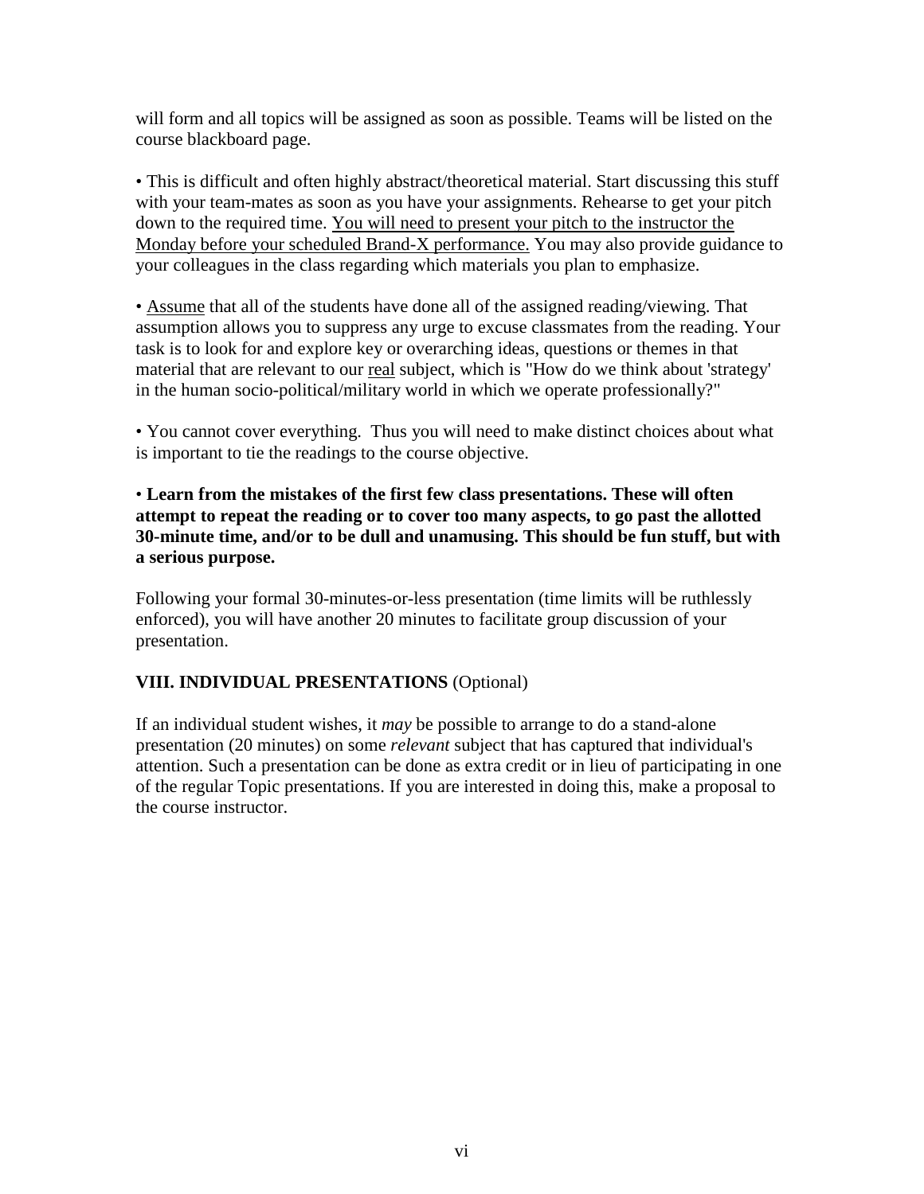will form and all topics will be assigned as soon as possible. Teams will be listed on the course blackboard page.

• This is difficult and often highly abstract/theoretical material. Start discussing this stuff with your team-mates as soon as you have your assignments. Rehearse to get your pitch down to the required time. <u>You will need to present your pitch to the instructor the Monday before your scheduled Brand-X performance.</u> You may also provide guidance to your colleagues in the class regarding which materials you plan to emphasize.

• <u>Assume</u> that all of the students have done all of the assigned reading/viewing. That assumption allows you to suppress any urge to excuse classmates from the reading. Your task is to look for and explore key or overarching ideas, questions or themes in that material that are relevant to our <u>real</u> subject, which is "How do we think about 'strategy' in the human socio-political/military world in which we operate professionally?"

• You cannot cover everything. Thus you will need to make distinct choices about what is important to tie the readings to the course objective.

• **Learn from the mistakes of the first few class presentations. These will often attempt to repeat the reading or to cover too many aspects, to go past the allotted 30-minute time, and/or to be dull and unamusing. This should be fun stuff, but with a serious purpose.**

Following your formal 30-minutes-or-less presentation (time limits will be ruthlessly enforced), you will have another 20 minutes to facilitate group discussion of your presentation.

## VIII. INDIVIDUAL PRESENTATIONS (Optional)

If an individual student wishes, it *may* be possible to arrange to do a stand-alone presentation (20 minutes) on some *relevant* subject that has captured that individual's attention. Such a presentation can be done as extra credit or in lieu of participating in one of the regular Topic presentations. If you are interested in doing this, make a proposal to the course instructor.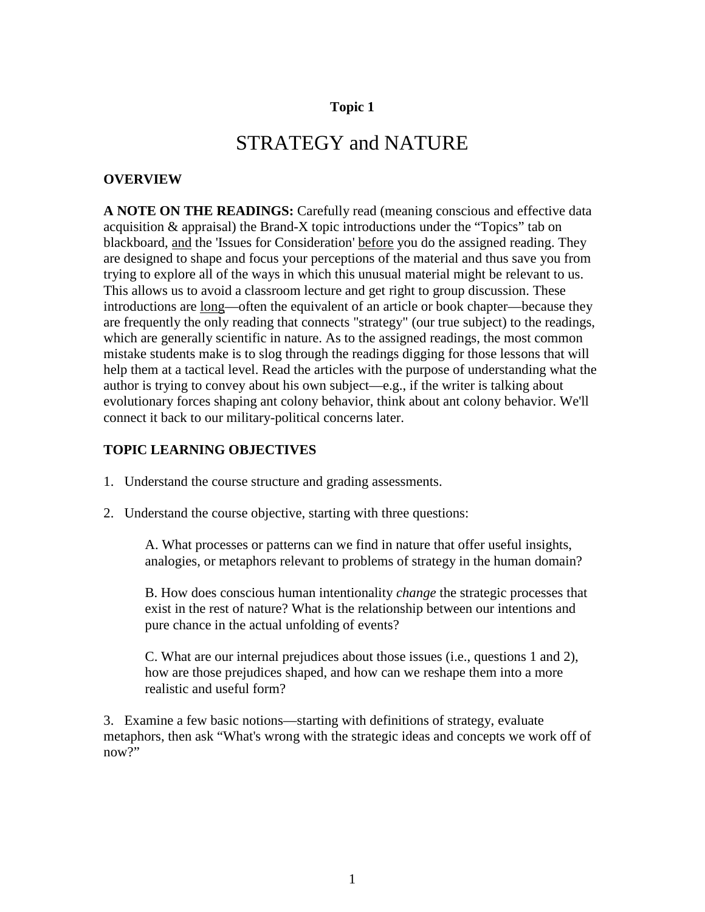**Topic 1**

# STRATEGY and NATURE

## OVERVIEW

**A NOTE ON THE READINGS:** Carefully read (meaning conscious and effective data acquisition & appraisal) the Brand-X topic introductions under the “Topics” tab on blackboard, <u>and</u> the 'Issues for Consideration' <u>before</u> you do the assigned reading. They are designed to shape and focus your perceptions of the material and thus save you from trying to explore all of the ways in which this unusual material might be relevant to us. This allows us to avoid a classroom lecture and get right to group discussion. These introductions are <u>long</u>—often the equivalent of an article or book chapter—because they are frequently the only reading that connects "strategy" (our true subject) to the readings, which are generally scientific in nature. As to the assigned readings, the most common mistake students make is to slog through the readings digging for those lessons that will help them at a tactical level. Read the articles with the purpose of understanding what the author is trying to convey about his own subject—e.g., if the writer is talking about evolutionary forces shaping ant colony behavior, think about ant colony behavior. We'll connect it back to our military-political concerns later.

## TOPIC LEARNING OBJECTIVES

1. Understand the course structure and grading assessments.

2. Understand the course objective, starting with three questions:

   A. What processes or patterns can we find in nature that offer useful insights, analogies, or metaphors relevant to problems of strategy in the human domain?

   B. How does conscious human intentionality *change* the strategic processes that exist in the rest of nature? What is the relationship between our intentions and pure chance in the actual unfolding of events?

   C. What are our internal prejudices about those issues (i.e., questions 1 and 2), how are those prejudices shaped, and how can we reshape them into a more realistic and useful form?

3. Examine a few basic notions—starting with definitions of strategy, evaluate metaphors, then ask “What's wrong with the strategic ideas and concepts we work off of now?”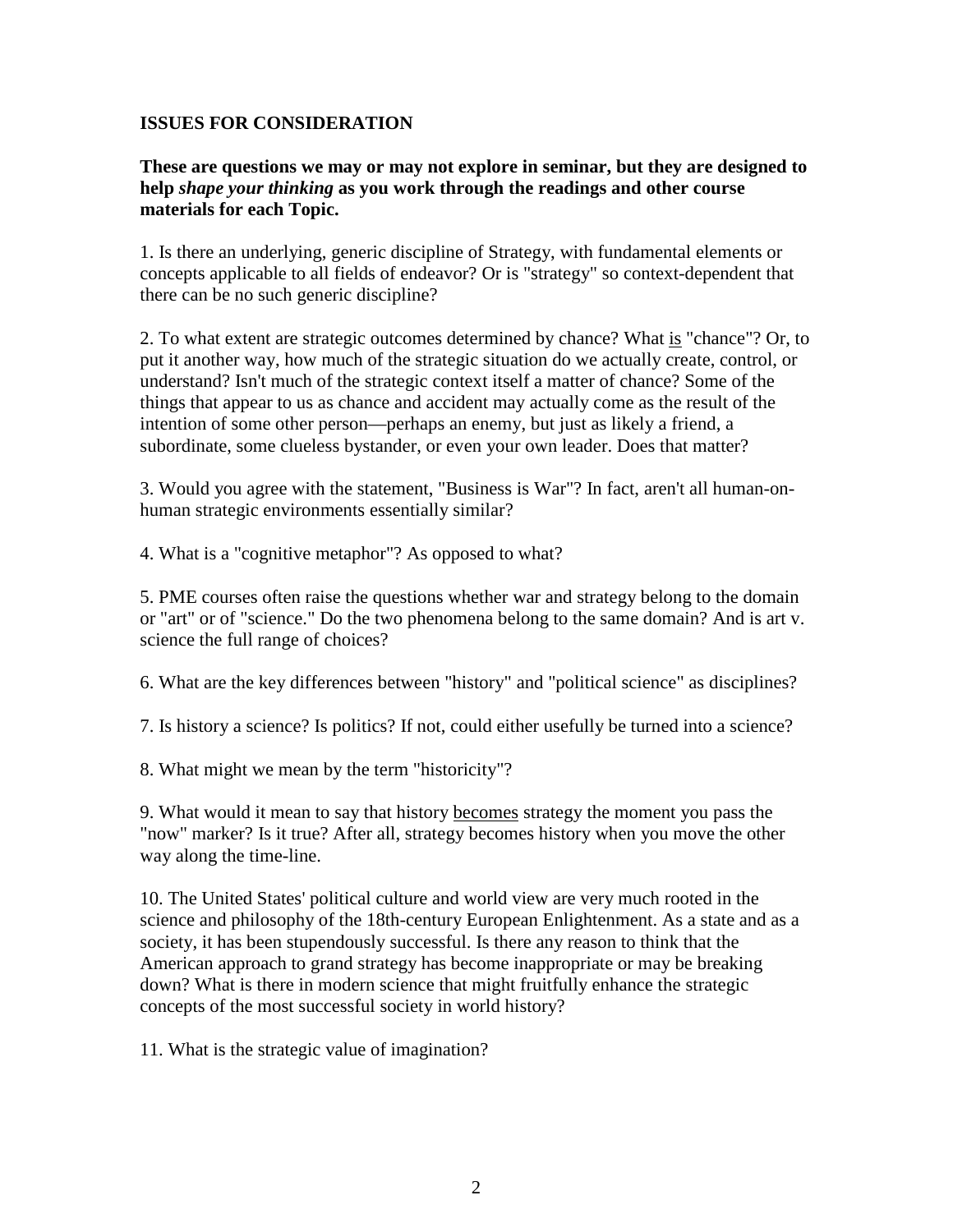**ISSUES FOR CONSIDERATION**

**These are questions we may or may not explore in seminar, but they are designed to help *shape your thinking* as you work through the readings and other course materials for each Topic.**

1. Is there an underlying, generic discipline of Strategy, with fundamental elements or concepts applicable to all fields of endeavor? Or is "strategy" so context-dependent that there can be no such generic discipline?

2. To what extent are strategic outcomes determined by chance? What <u>is</u> "chance"? Or, to put it another way, how much of the strategic situation do we actually create, control, or understand? Isn't much of the strategic context itself a matter of chance? Some of the things that appear to us as chance and accident may actually come as the result of the intention of some other person—perhaps an enemy, but just as likely a friend, a subordinate, some clueless bystander, or even your own leader. Does that matter?

3. Would you agree with the statement, "Business is War"? In fact, aren't all human-on-human strategic environments essentially similar?

4. What is a "cognitive metaphor"? As opposed to what?

5. PME courses often raise the questions whether war and strategy belong to the domain or "art" or of "science." Do the two phenomena belong to the same domain? And is art v. science the full range of choices?

6. What are the key differences between "history" and "political science" as disciplines?

7. Is history a science? Is politics? If not, could either usefully be turned into a science?

8. What might we mean by the term "historicity"?

9. What would it mean to say that history <u>becomes</u> strategy the moment you pass the "now" marker? Is it true? After all, strategy becomes history when you move the other way along the time-line.

10. The United States' political culture and world view are very much rooted in the science and philosophy of the 18th-century European Enlightenment. As a state and as a society, it has been stupendously successful. Is there any reason to think that the American approach to grand strategy has become inappropriate or may be breaking down? What is there in modern science that might fruitfully enhance the strategic concepts of the most successful society in world history?

11. What is the strategic value of imagination?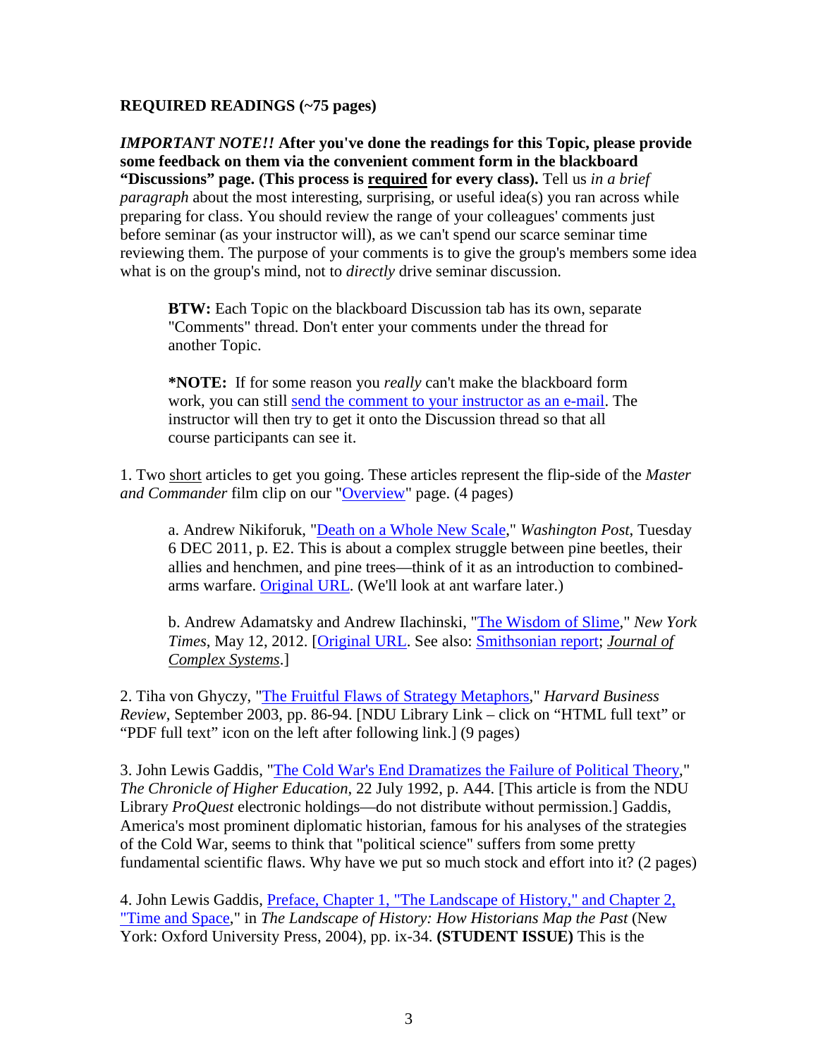**REQUIRED READINGS (~75 pages)**

***IMPORTANT NOTE!!* After you've done the readings for this Topic, please provide some feedback on them via the convenient comment form in the blackboard "Discussions" page. (This process is required for every class).** Tell us *in a brief paragraph* about the most interesting, surprising, or useful idea(s) you ran across while preparing for class. You should review the range of your colleagues' comments just before seminar (as your instructor will), as we can't spend our scarce seminar time reviewing them. The purpose of your comments is to give the group's members some idea what is on the group's mind, not to *directly* drive seminar discussion.

> **BTW:** Each Topic on the blackboard Discussion tab has its own, separate "Comments" thread. Don't enter your comments under the thread for another Topic.
>
> ***NOTE:** If for some reason you *really* can't make the blackboard form work, you can still send the comment to your instructor as an e-mail. The instructor will then try to get it onto the Discussion thread so that all course participants can see it.

1. Two short articles to get you going. These articles represent the flip-side of the *Master and Commander* film clip on our "Overview" page. (4 pages)

   a. Andrew Nikiforuk, "Death on a Whole New Scale," *Washington Post*, Tuesday 6 DEC 2011, p. E2. This is about a complex struggle between pine beetles, their allies and henchmen, and pine trees—think of it as an introduction to combined-arms warfare. Original URL. (We'll look at ant warfare later.)

   b. Andrew Adamatsky and Andrew Ilachinski, "The Wisdom of Slime," *New York Times*, May 12, 2012. [Original URL. See also: Smithsonian report; *Journal of Complex Systems*.]

2. Tiha von Ghyczy, "The Fruitful Flaws of Strategy Metaphors," *Harvard Business Review*, September 2003, pp. 86-94. [NDU Library Link – click on "HTML full text" or "PDF full text" icon on the left after following link.] (9 pages)

3. John Lewis Gaddis, "The Cold War's End Dramatizes the Failure of Political Theory," *The Chronicle of Higher Education*, 22 July 1992, p. A44. [This article is from the NDU Library *ProQuest* electronic holdings—do not distribute without permission.] Gaddis, America's most prominent diplomatic historian, famous for his analyses of the strategies of the Cold War, seems to think that "political science" suffers from some pretty fundamental scientific flaws. Why have we put so much stock and effort into it? (2 pages)

4. John Lewis Gaddis, Preface, Chapter 1, "The Landscape of History," and Chapter 2, "Time and Space," in *The Landscape of History: How Historians Map the Past* (New York: Oxford University Press, 2004), pp. ix-34. **(STUDENT ISSUE)** This is the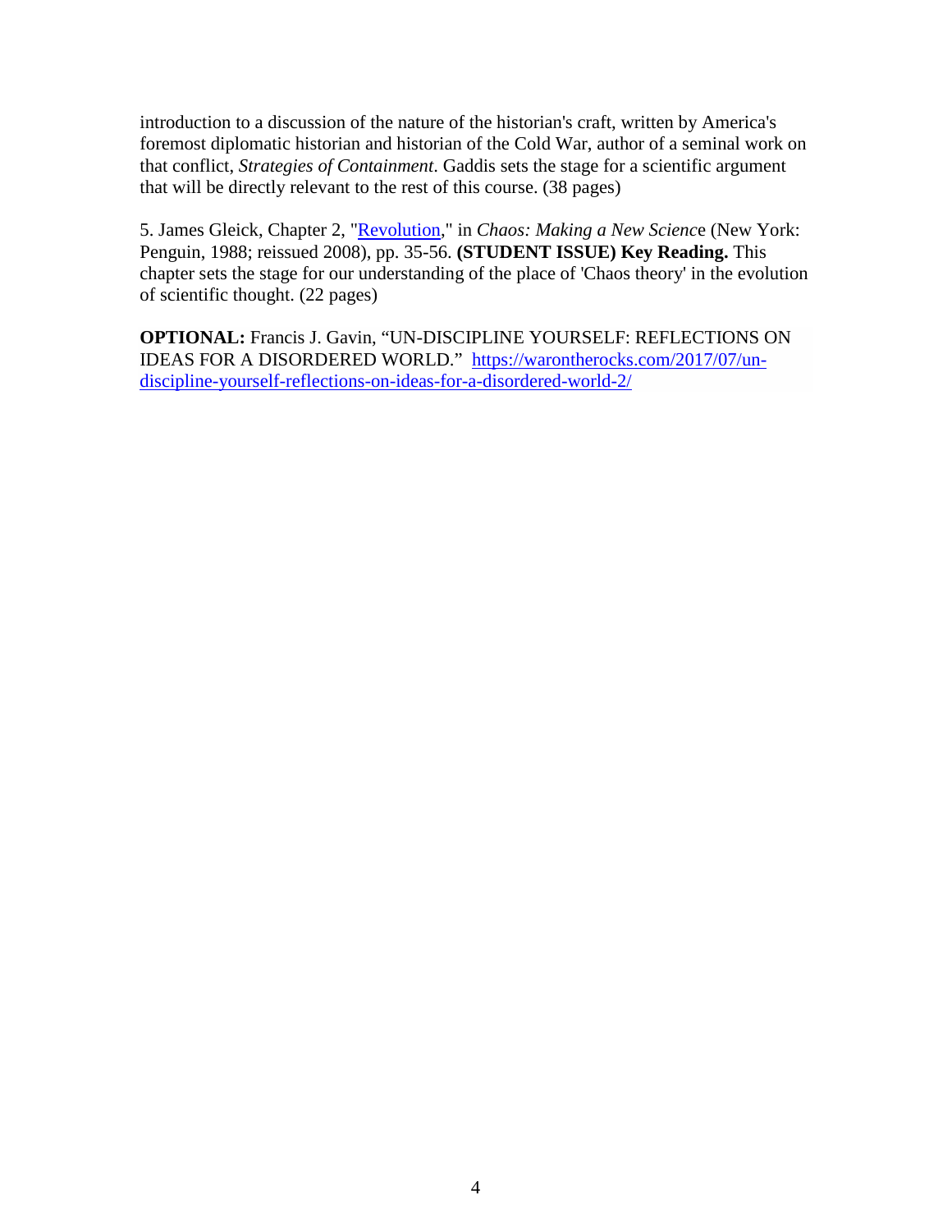introduction to a discussion of the nature of the historian's craft, written by America's foremost diplomatic historian and historian of the Cold War, author of a seminal work on that conflict, *Strategies of Containment*. Gaddis sets the stage for a scientific argument that will be directly relevant to the rest of this course. (38 pages)

5. James Gleick, Chapter 2, "Revolution," in *Chaos: Making a New Science* (New York: Penguin, 1988; reissued 2008), pp. 35-56. **(STUDENT ISSUE) Key Reading.** This chapter sets the stage for our understanding of the place of 'Chaos theory' in the evolution of scientific thought. (22 pages)

**OPTIONAL:** Francis J. Gavin, "UN-DISCIPLINE YOURSELF: REFLECTIONS ON IDEAS FOR A DISORDERED WORLD." https://warontherocks.com/2017/07/un-discipline-yourself-reflections-on-ideas-for-a-disordered-world-2/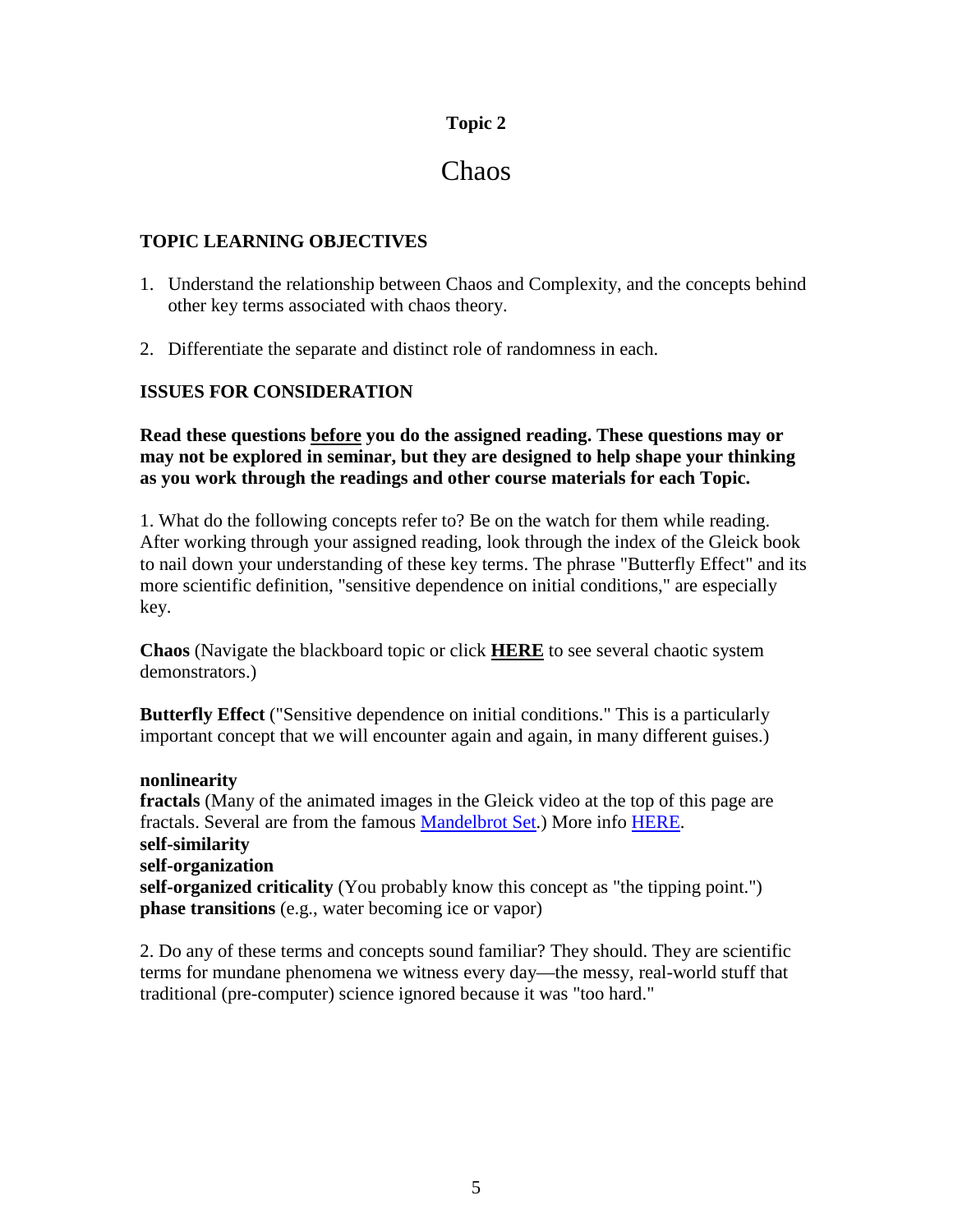**Topic 2**

# Chaos

## TOPIC LEARNING OBJECTIVES

1. Understand the relationship between Chaos and Complexity, and the concepts behind other key terms associated with chaos theory.

2. Differentiate the separate and distinct role of randomness in each.

## ISSUES FOR CONSIDERATION

**Read these questions before you do the assigned reading. These questions may or may not be explored in seminar, but they are designed to help shape your thinking as you work through the readings and other course materials for each Topic.**

1. What do the following concepts refer to? Be on the watch for them while reading. After working through your assigned reading, look through the index of the Gleick book to nail down your understanding of these key terms. The phrase "Butterfly Effect" and its more scientific definition, "sensitive dependence on initial conditions," are especially key.

**Chaos** (Navigate the blackboard topic or click **HERE** to see several chaotic system demonstrators.)

**Butterfly Effect** ("Sensitive dependence on initial conditions." This is a particularly important concept that we will encounter again and again, in many different guises.)

**nonlinearity**
**fractals** (Many of the animated images in the Gleick video at the top of this page are fractals. Several are from the famous Mandelbrot Set.) More info HERE.
**self-similarity**
**self-organization**
**self-organized criticality** (You probably know this concept as "the tipping point.")
**phase transitions** (e.g., water becoming ice or vapor)

2. Do any of these terms and concepts sound familiar? They should. They are scientific terms for mundane phenomena we witness every day—the messy, real-world stuff that traditional (pre-computer) science ignored because it was "too hard."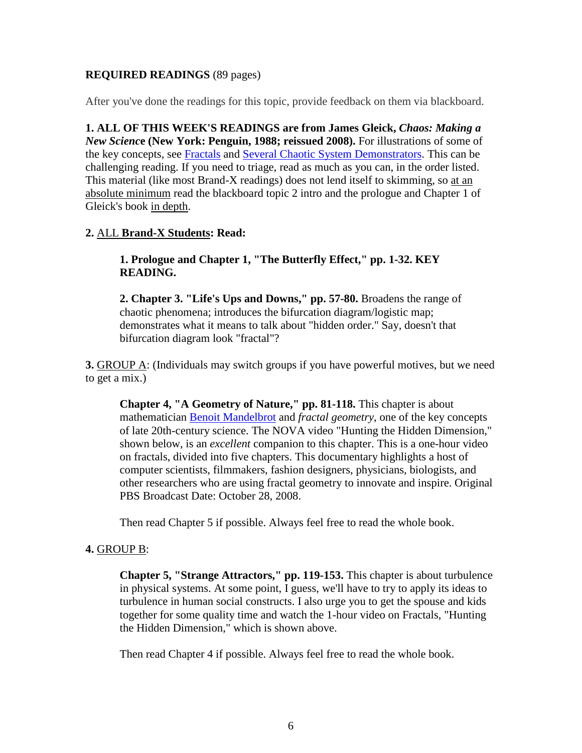**REQUIRED READINGS** (89 pages)

After you've done the readings for this topic, provide feedback on them via blackboard.

**1. ALL OF THIS WEEK'S READINGS are from James Gleick, *Chaos: Making a New Science* (New York: Penguin, 1988; reissued 2008).** For illustrations of some of the key concepts, see Fractals and Several Chaotic System Demonstrators. This can be challenging reading. If you need to triage, read as much as you can, in the order listed. This material (like most Brand-X readings) does not lend itself to skimming, so at an absolute minimum read the blackboard topic 2 intro and the prologue and Chapter 1 of Gleick's book in depth.

**2.** ALL **Brand-X Students: Read:**

> **1. Prologue and Chapter 1, "The Butterfly Effect," pp. 1-32. KEY READING.**
>
> **2. Chapter 3. "Life's Ups and Downs," pp. 57-80.** Broadens the range of chaotic phenomena; introduces the bifurcation diagram/logistic map; demonstrates what it means to talk about "hidden order." Say, doesn't that bifurcation diagram look "fractal"?

**3.** GROUP A: (Individuals may switch groups if you have powerful motives, but we need to get a mix.)

> **Chapter 4, "A Geometry of Nature," pp. 81-118.** This chapter is about mathematician Benoit Mandelbrot and *fractal geometry*, one of the key concepts of late 20th-century science. The NOVA video "Hunting the Hidden Dimension," shown below, is an *excellent* companion to this chapter. This is a one-hour video on fractals, divided into five chapters. This documentary highlights a host of computer scientists, filmmakers, fashion designers, physicians, biologists, and other researchers who are using fractal geometry to innovate and inspire. Original PBS Broadcast Date: October 28, 2008.
>
> Then read Chapter 5 if possible. Always feel free to read the whole book.

**4.** GROUP B:

> **Chapter 5, "Strange Attractors," pp. 119-153.** This chapter is about turbulence in physical systems. At some point, I guess, we'll have to try to apply its ideas to turbulence in human social constructs. I also urge you to get the spouse and kids together for some quality time and watch the 1-hour video on Fractals, "Hunting the Hidden Dimension," which is shown above.
>
> Then read Chapter 4 if possible. Always feel free to read the whole book.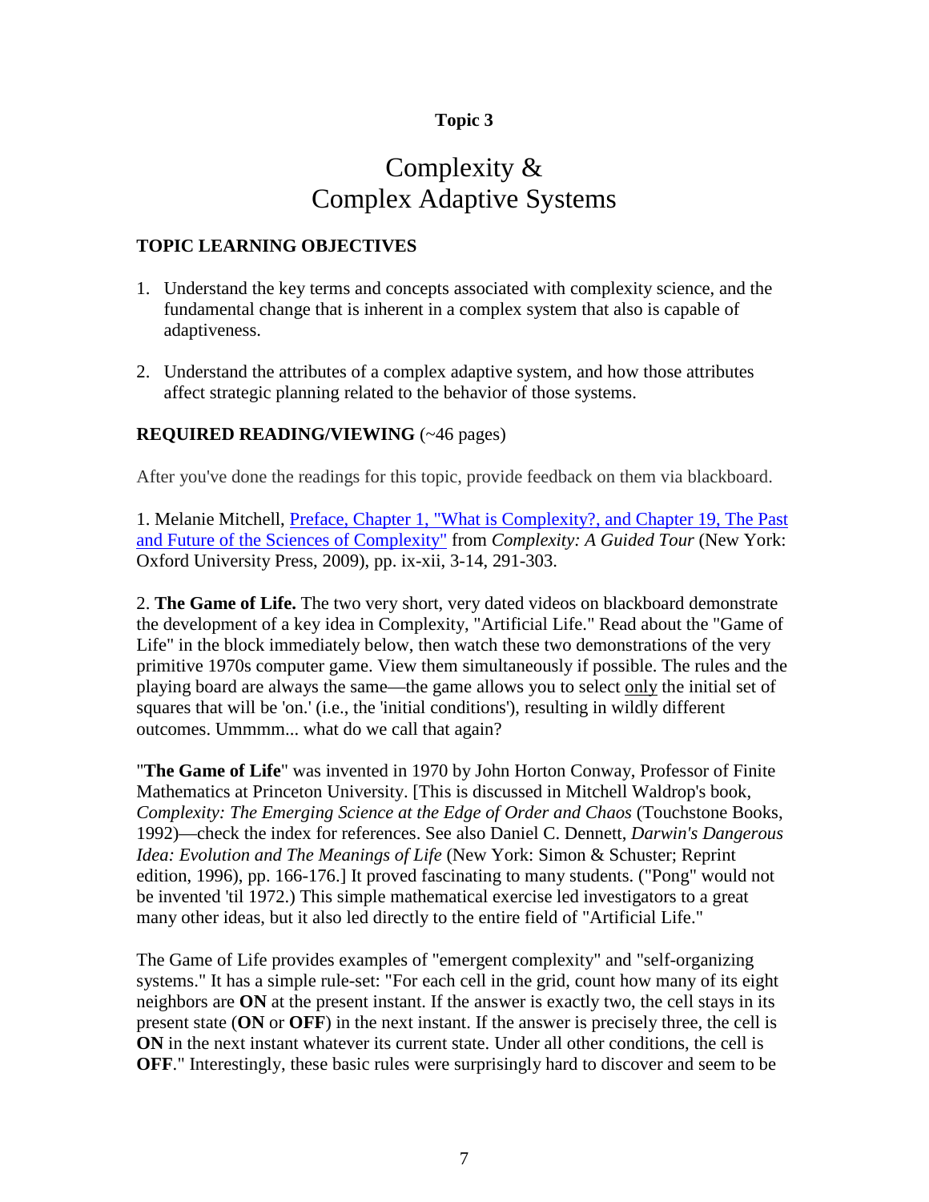**Topic 3**

# Complexity & Complex Adaptive Systems

## TOPIC LEARNING OBJECTIVES

1. Understand the key terms and concepts associated with complexity science, and the fundamental change that is inherent in a complex system that also is capable of adaptiveness.

2. Understand the attributes of a complex adaptive system, and how those attributes affect strategic planning related to the behavior of those systems.

## REQUIRED READING/VIEWING (~46 pages)

After you've done the readings for this topic, provide feedback on them via blackboard.

1. Melanie Mitchell, Preface, Chapter 1, "What is Complexity?, and Chapter 19, The Past and Future of the Sciences of Complexity" from *Complexity: A Guided Tour* (New York: Oxford University Press, 2009), pp. ix-xii, 3-14, 291-303.

2. **The Game of Life.** The two very short, very dated videos on blackboard demonstrate the development of a key idea in Complexity, "Artificial Life." Read about the "Game of Life" in the block immediately below, then watch these two demonstrations of the very primitive 1970s computer game. View them simultaneously if possible. The rules and the playing board are always the same—the game allows you to select <u>only</u> the initial set of squares that will be 'on.' (i.e., the 'initial conditions'), resulting in wildly different outcomes. Ummmm... what do we call that again?

"**The Game of Life**" was invented in 1970 by John Horton Conway, Professor of Finite Mathematics at Princeton University. [This is discussed in Mitchell Waldrop's book, *Complexity: The Emerging Science at the Edge of Order and Chaos* (Touchstone Books, 1992)—check the index for references. See also Daniel C. Dennett, *Darwin's Dangerous Idea: Evolution and The Meanings of Life* (New York: Simon & Schuster; Reprint edition, 1996), pp. 166-176.] It proved fascinating to many students. ("Pong" would not be invented 'til 1972.) This simple mathematical exercise led investigators to a great many other ideas, but it also led directly to the entire field of "Artificial Life."

The Game of Life provides examples of "emergent complexity" and "self-organizing systems." It has a simple rule-set: "For each cell in the grid, count how many of its eight neighbors are **ON** at the present instant. If the answer is exactly two, the cell stays in its present state (**ON** or **OFF**) in the next instant. If the answer is precisely three, the cell is **ON** in the next instant whatever its current state. Under all other conditions, the cell is **OFF**." Interestingly, these basic rules were surprisingly hard to discover and seem to be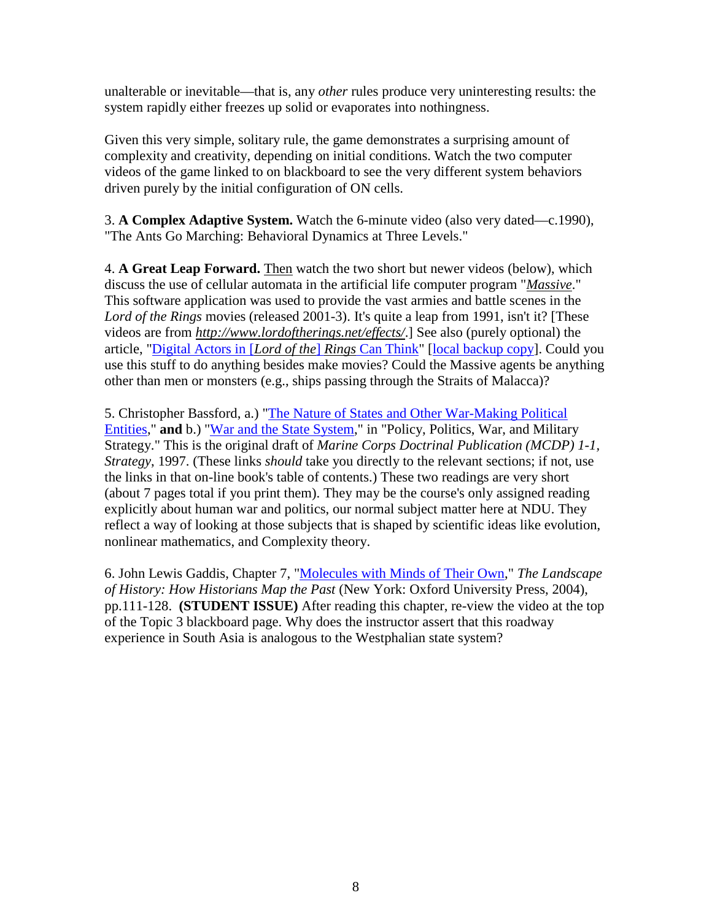unalterable or inevitable—that is, any *other* rules produce very uninteresting results: the system rapidly either freezes up solid or evaporates into nothingness.

Given this very simple, solitary rule, the game demonstrates a surprising amount of complexity and creativity, depending on initial conditions. Watch the two computer videos of the game linked to on blackboard to see the very different system behaviors driven purely by the initial configuration of ON cells.

3. **A Complex Adaptive System.** Watch the 6-minute video (also very dated—c.1990), "The Ants Go Marching: Behavioral Dynamics at Three Levels."

4. **A Great Leap Forward.** Then watch the two short but newer videos (below), which discuss the use of cellular automata in the artificial life computer program "*Massive*." This software application was used to provide the vast armies and battle scenes in the *Lord of the Rings* movies (released 2001-3). It's quite a leap from 1991, isn't it? [These videos are from *http://www.lordoftherings.net/effects/*.] See also (purely optional) the article, "Digital Actors in [*Lord of the*] *Rings* Can Think" [local backup copy]. Could you use this stuff to do anything besides make movies? Could the Massive agents be anything other than men or monsters (e.g., ships passing through the Straits of Malacca)?

5. Christopher Bassford, a.) "The Nature of States and Other War-Making Political Entities," **and** b.) "War and the State System," in "Policy, Politics, War, and Military Strategy." This is the original draft of *Marine Corps Doctrinal Publication (MCDP) 1-1, Strategy*, 1997. (These links *should* take you directly to the relevant sections; if not, use the links in that on-line book's table of contents.) These two readings are very short (about 7 pages total if you print them). They may be the course's only assigned reading explicitly about human war and politics, our normal subject matter here at NDU. They reflect a way of looking at those subjects that is shaped by scientific ideas like evolution, nonlinear mathematics, and Complexity theory.

6. John Lewis Gaddis, Chapter 7, "Molecules with Minds of Their Own," *The Landscape of History: How Historians Map the Past* (New York: Oxford University Press, 2004), pp.111-128. **(STUDENT ISSUE)** After reading this chapter, re-view the video at the top of the Topic 3 blackboard page. Why does the instructor assert that this roadway experience in South Asia is analogous to the Westphalian state system?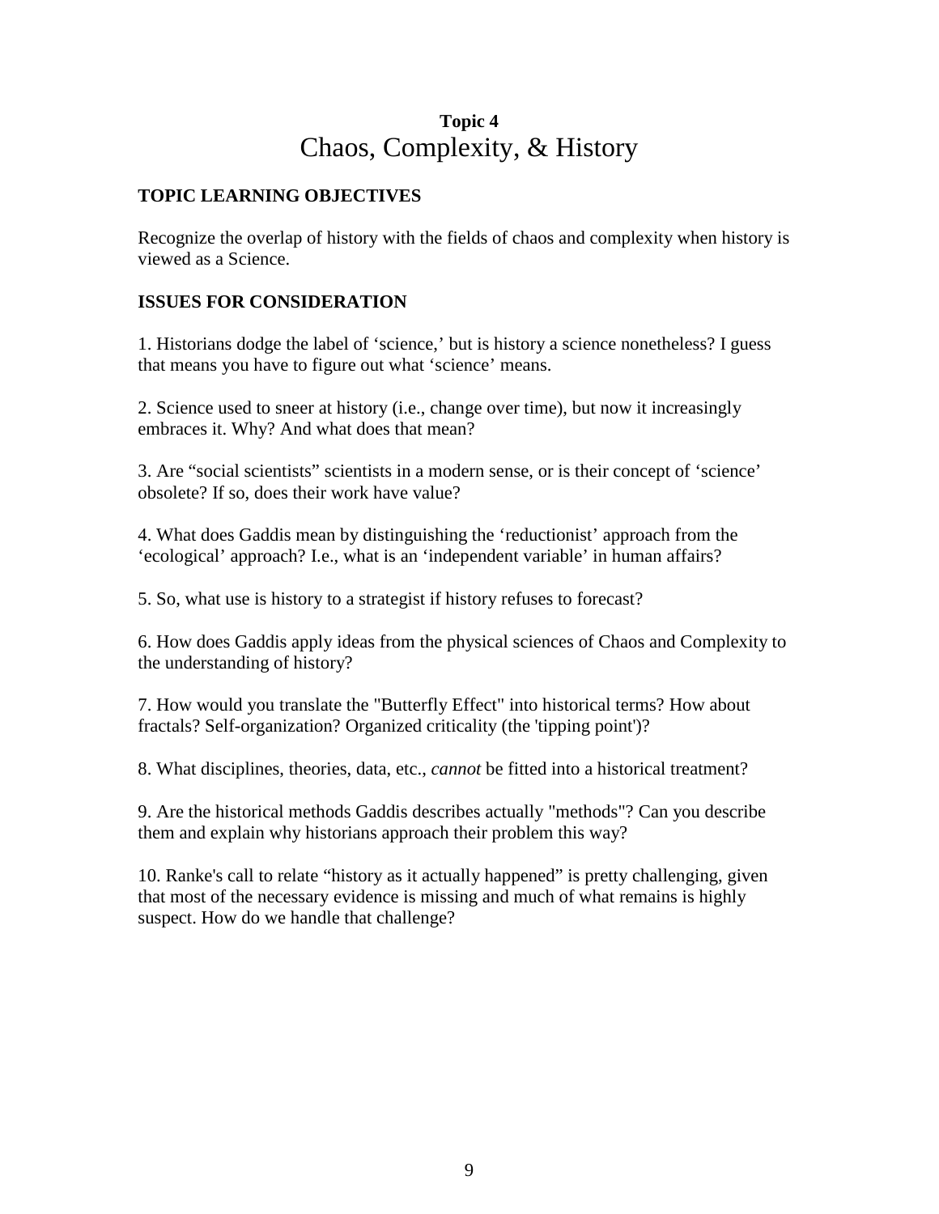**Topic 4**

# Chaos, Complexity, & History

## TOPIC LEARNING OBJECTIVES

Recognize the overlap of history with the fields of chaos and complexity when history is viewed as a Science.

## ISSUES FOR CONSIDERATION

1. Historians dodge the label of 'science,' but is history a science nonetheless? I guess that means you have to figure out what 'science' means.

2. Science used to sneer at history (i.e., change over time), but now it increasingly embraces it. Why? And what does that mean?

3. Are "social scientists" scientists in a modern sense, or is their concept of 'science' obsolete? If so, does their work have value?

4. What does Gaddis mean by distinguishing the 'reductionist' approach from the 'ecological' approach? I.e., what is an 'independent variable' in human affairs?

5. So, what use is history to a strategist if history refuses to forecast?

6. How does Gaddis apply ideas from the physical sciences of Chaos and Complexity to the understanding of history?

7. How would you translate the "Butterfly Effect" into historical terms? How about fractals? Self-organization? Organized criticality (the 'tipping point')?

8. What disciplines, theories, data, etc., *cannot* be fitted into a historical treatment?

9. Are the historical methods Gaddis describes actually "methods"? Can you describe them and explain why historians approach their problem this way?

10. Ranke's call to relate "history as it actually happened" is pretty challenging, given that most of the necessary evidence is missing and much of what remains is highly suspect. How do we handle that challenge?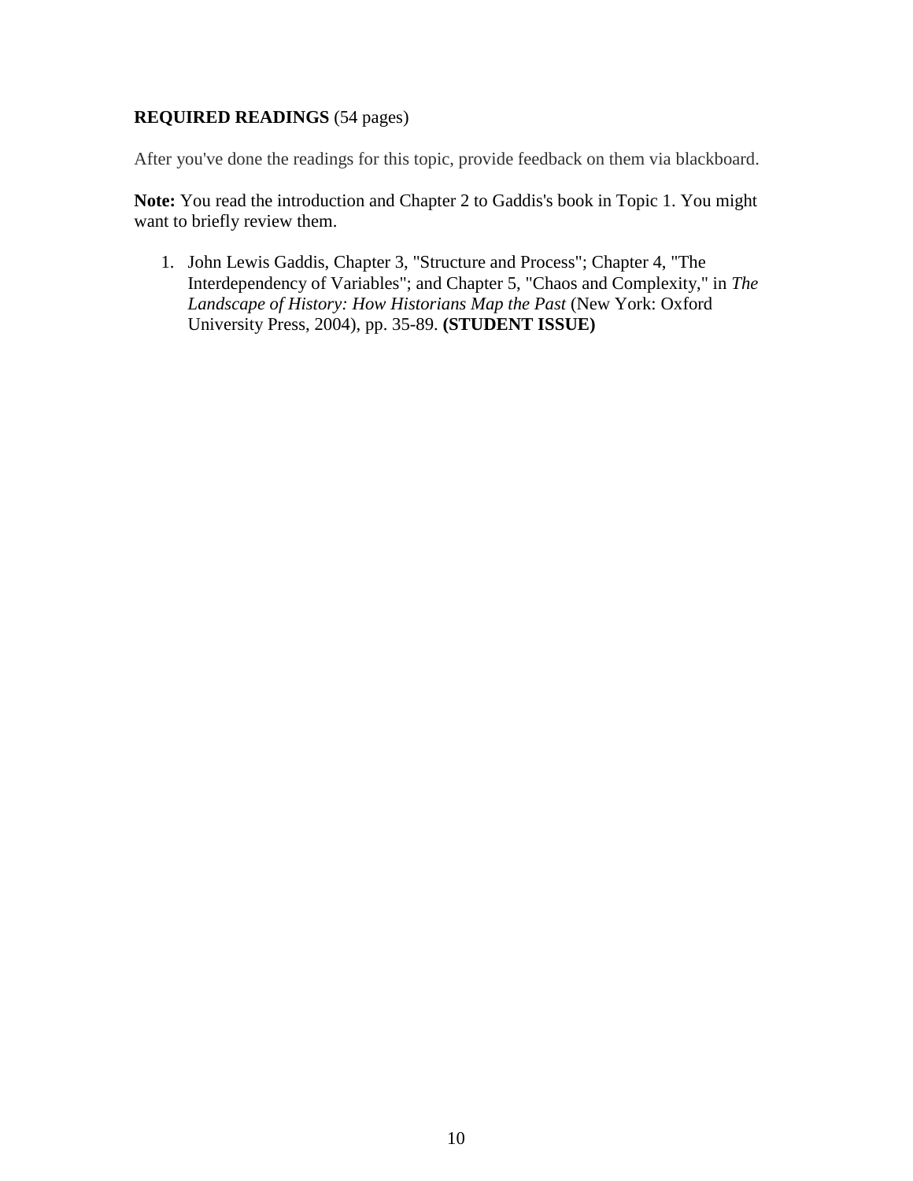**REQUIRED READINGS** (54 pages)

After you've done the readings for this topic, provide feedback on them via blackboard.

**Note:** You read the introduction and Chapter 2 to Gaddis's book in Topic 1. You might want to briefly review them.

1. John Lewis Gaddis, Chapter 3, "Structure and Process"; Chapter 4, "The Interdependency of Variables"; and Chapter 5, "Chaos and Complexity," in *The Landscape of History: How Historians Map the Past* (New York: Oxford University Press, 2004), pp. 35-89. **(STUDENT ISSUE)**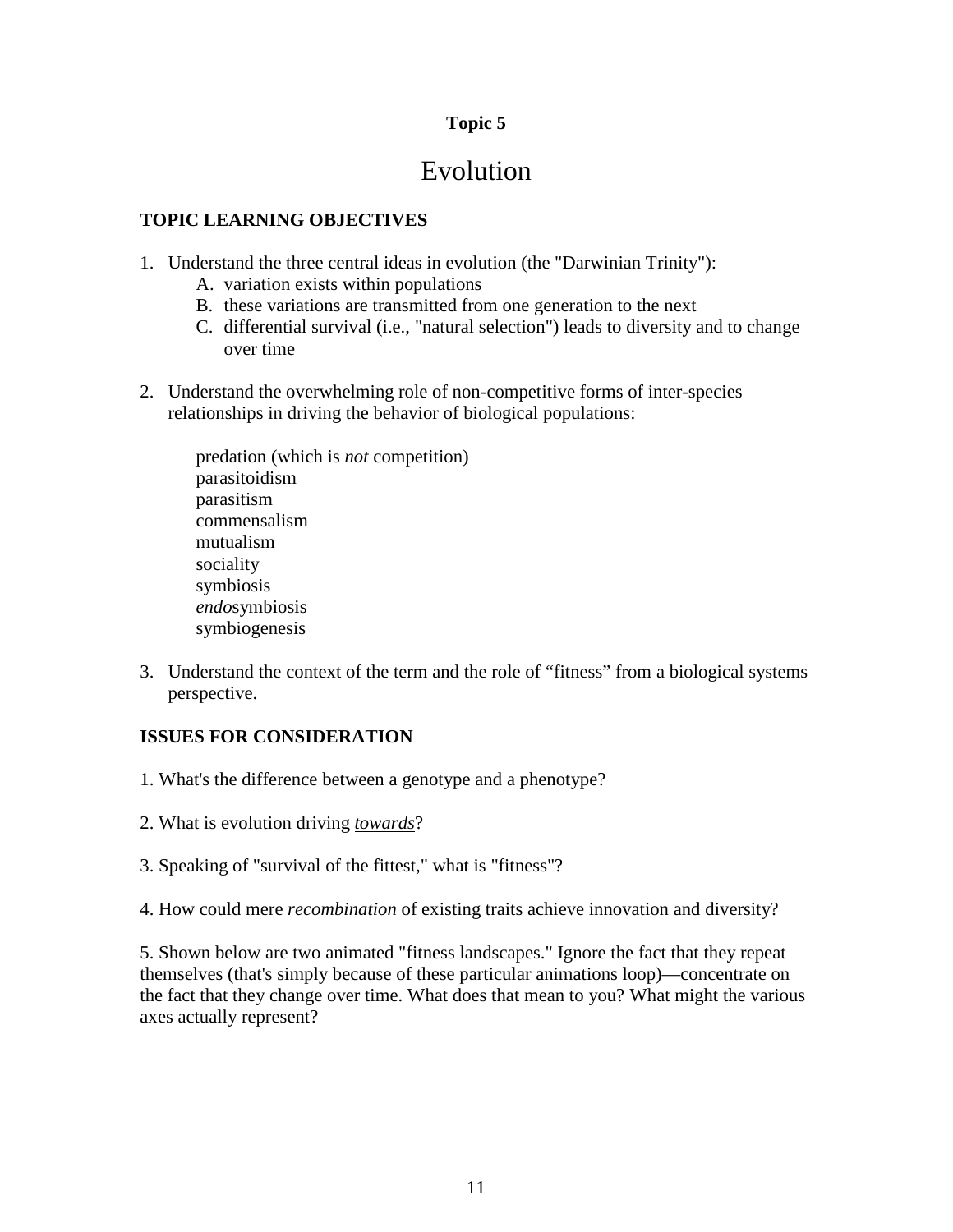**Topic 5**

# Evolution

### TOPIC LEARNING OBJECTIVES

1. Understand the three central ideas in evolution (the "Darwinian Trinity"):
   A. variation exists within populations
   B. these variations are transmitted from one generation to the next
   C. differential survival (i.e., "natural selection") leads to diversity and to change over time

2. Understand the overwhelming role of non-competitive forms of inter-species relationships in driving the behavior of biological populations:

   predation (which is *not* competition)
   parasitoidism
   parasitism
   commensalism
   mutualism
   sociality
   symbiosis
   *endo*symbiosis
   symbiogenesis

3. Understand the context of the term and the role of "fitness" from a biological systems perspective.

### ISSUES FOR CONSIDERATION

1. What's the difference between a genotype and a phenotype?

2. What is evolution driving ***towards***?

3. Speaking of "survival of the fittest," what is "fitness"?

4. How could mere *recombination* of existing traits achieve innovation and diversity?

5. Shown below are two animated "fitness landscapes." Ignore the fact that they repeat themselves (that's simply because of these particular animations loop)—concentrate on the fact that they change over time. What does that mean to you? What might the various axes actually represent?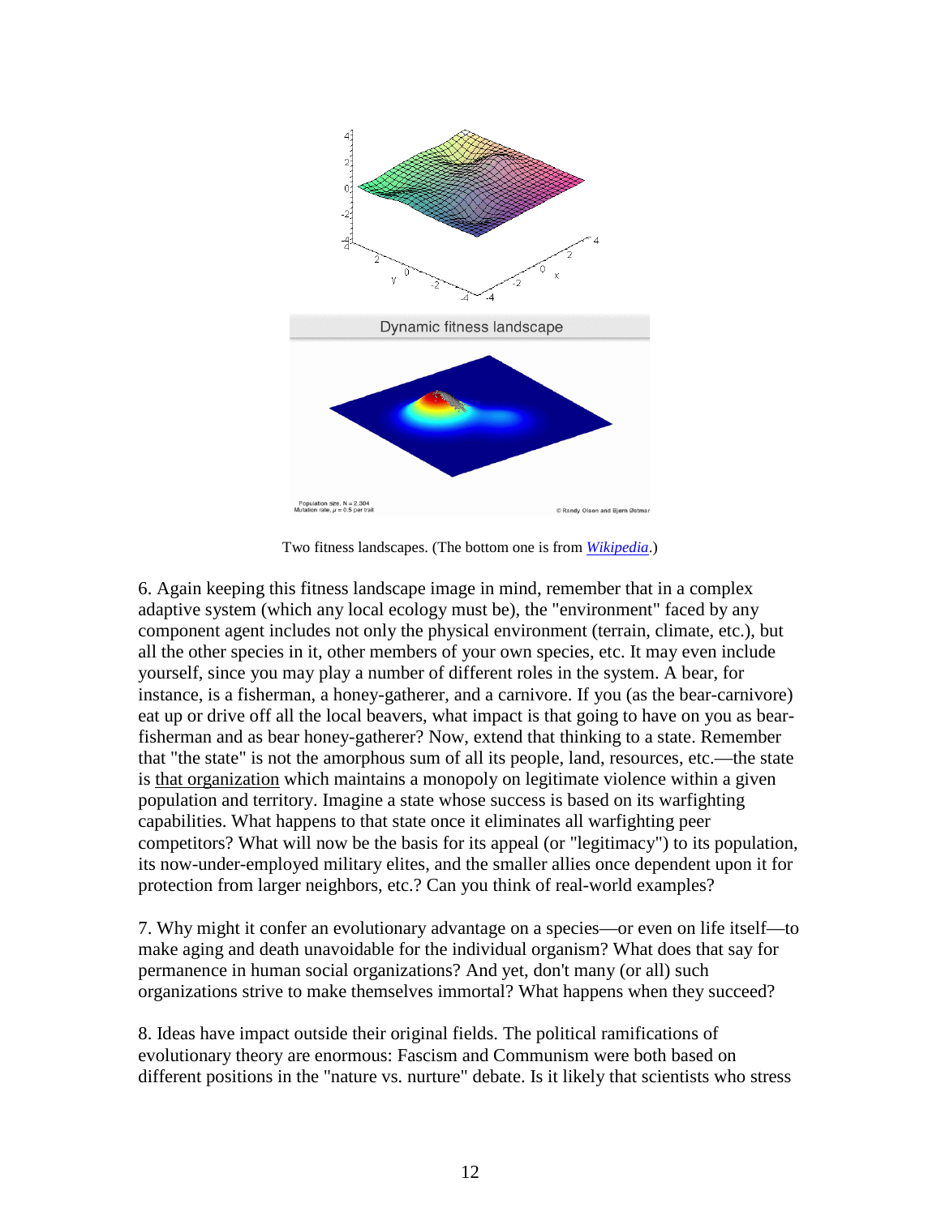Two fitness landscapes. (The bottom one is from [Wikipedia](https://en.wikipedia.org).)

6. Again keeping this fitness landscape image in mind, remember that in a complex adaptive system (which any local ecology must be), the "environment" faced by any component agent includes not only the physical environment (terrain, climate, etc.), but all the other species in it, other members of your own species, etc. It may even include yourself, since you may play a number of different roles in the system. A bear, for instance, is a fisherman, a honey-gatherer, and a carnivore. If you (as the bear-carnivore) eat up or drive off all the local beavers, what impact is that going to have on you as bear-fisherman and as bear honey-gatherer? Now, extend that thinking to a state. Remember that "the state" is not the amorphous sum of all its people, land, resources, etc.—the state is that organization which maintains a monopoly on legitimate violence within a given population and territory. Imagine a state whose success is based on its warfighting capabilities. What happens to that state once it eliminates all warfighting peer competitors? What will now be the basis for its appeal (or "legitimacy") to its population, its now-under-employed military elites, and the smaller allies once dependent upon it for protection from larger neighbors, etc.? Can you think of real-world examples?

7. Why might it confer an evolutionary advantage on a species—or even on life itself—to make aging and death unavoidable for the individual organism? What does that say for permanence in human social organizations? And yet, don't many (or all) such organizations strive to make themselves immortal? What happens when they succeed?

8. Ideas have impact outside their original fields. The political ramifications of evolutionary theory are enormous: Fascism and Communism were both based on different positions in the "nature vs. nurture" debate. Is it likely that scientists who stress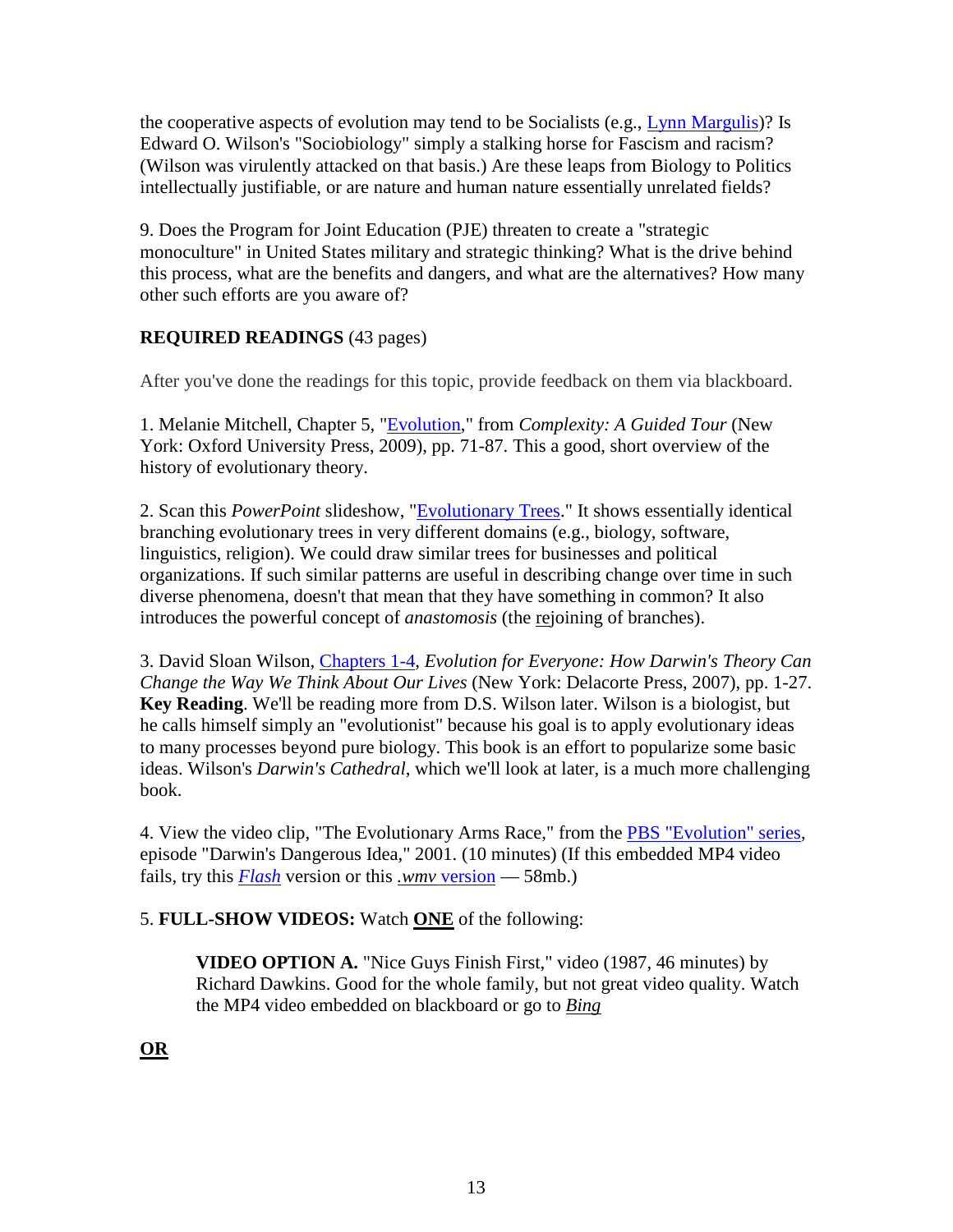the cooperative aspects of evolution may tend to be Socialists (e.g., Lynn Margulis)? Is Edward O. Wilson's "Sociobiology" simply a stalking horse for Fascism and racism? (Wilson was virulently attacked on that basis.) Are these leaps from Biology to Politics intellectually justifiable, or are nature and human nature essentially unrelated fields?

9. Does the Program for Joint Education (PJE) threaten to create a "strategic monoculture" in United States military and strategic thinking? What is the drive behind this process, what are the benefits and dangers, and what are the alternatives? How many other such efforts are you aware of?

**REQUIRED READINGS** (43 pages)

After you've done the readings for this topic, provide feedback on them via blackboard.

1. Melanie Mitchell, Chapter 5, "Evolution," from *Complexity: A Guided Tour* (New York: Oxford University Press, 2009), pp. 71-87. This a good, short overview of the history of evolutionary theory.

2. Scan this *PowerPoint* slideshow, "Evolutionary Trees." It shows essentially identical branching evolutionary trees in very different domains (e.g., biology, software, linguistics, religion). We could draw similar trees for businesses and political organizations. If such similar patterns are useful in describing change over time in such diverse phenomena, doesn't that mean that they have something in common? It also introduces the powerful concept of *anastomosis* (the rejoining of branches).

3. David Sloan Wilson, Chapters 1-4, *Evolution for Everyone: How Darwin's Theory Can Change the Way We Think About Our Lives* (New York: Delacorte Press, 2007), pp. 1-27. **Key Reading**. We'll be reading more from D.S. Wilson later. Wilson is a biologist, but he calls himself simply an "evolutionist" because his goal is to apply evolutionary ideas to many processes beyond pure biology. This book is an effort to popularize some basic ideas. Wilson's *Darwin's Cathedral*, which we'll look at later, is a much more challenging book.

4. View the video clip, "The Evolutionary Arms Race," from the PBS "Evolution" series, episode "Darwin's Dangerous Idea," 2001. (10 minutes) (If this embedded MP4 video fails, try this *Flash* version or this *.wmv* version — 58mb.)

5. **FULL-SHOW VIDEOS:** Watch **ONE** of the following:

> **VIDEO OPTION A.** "Nice Guys Finish First," video (1987, 46 minutes) by Richard Dawkins. Good for the whole family, but not great video quality. Watch the MP4 video embedded on blackboard or go to *Bing*

**OR**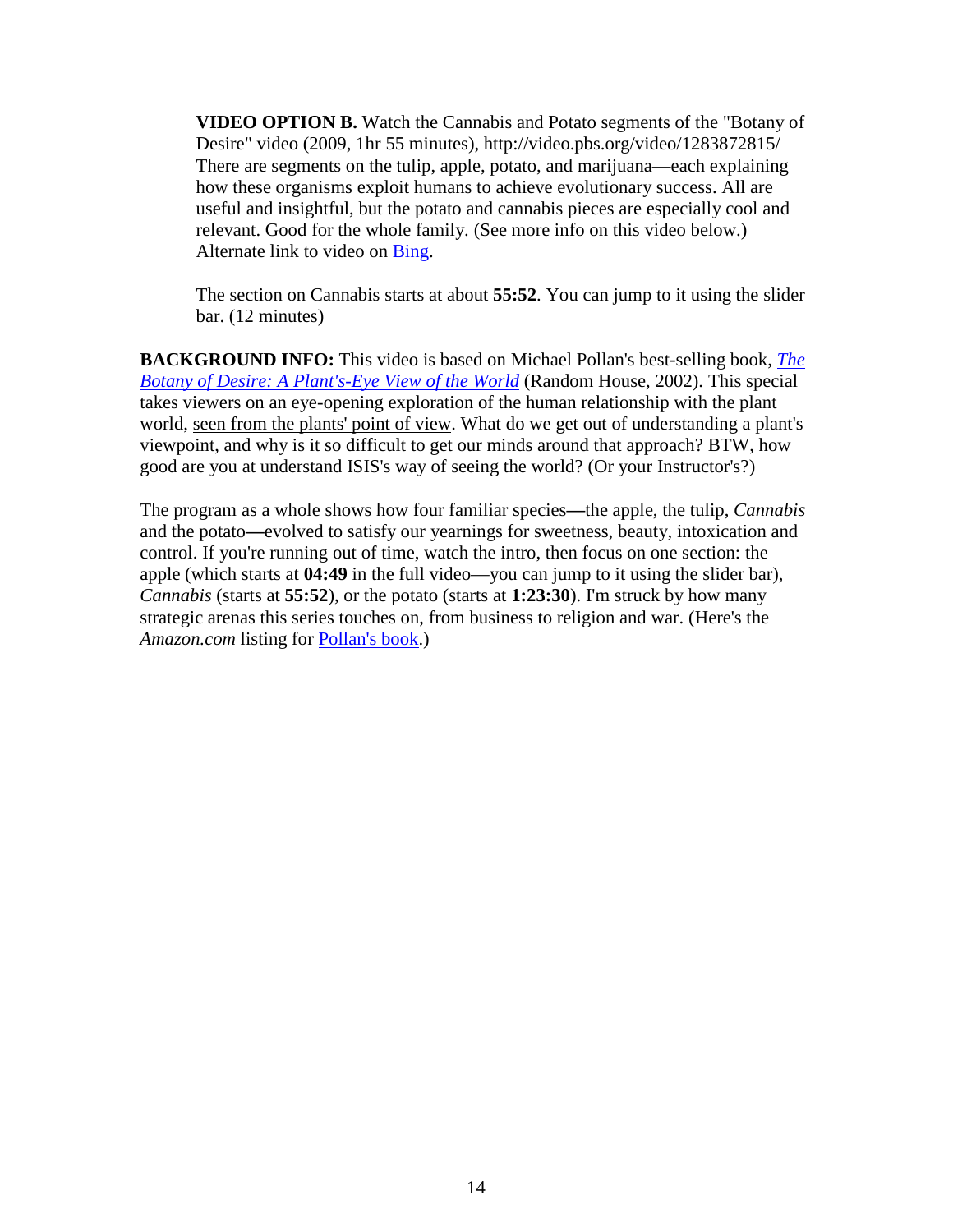**VIDEO OPTION B.** Watch the Cannabis and Potato segments of the "Botany of Desire" video (2009, 1hr 55 minutes), http://video.pbs.org/video/1283872815/ There are segments on the tulip, apple, potato, and marijuana—each explaining how these organisms exploit humans to achieve evolutionary success. All are useful and insightful, but the potato and cannabis pieces are especially cool and relevant. Good for the whole family. (See more info on this video below.) Alternate link to video on Bing.

The section on Cannabis starts at about **55:52**. You can jump to it using the slider bar. (12 minutes)

**BACKGROUND INFO:** This video is based on Michael Pollan's best-selling book, *The Botany of Desire: A Plant's-Eye View of the World* (Random House, 2002). This special takes viewers on an eye-opening exploration of the human relationship with the plant world, seen from the plants' point of view. What do we get out of understanding a plant's viewpoint, and why is it so difficult to get our minds around that approach? BTW, how good are you at understand ISIS's way of seeing the world? (Or your Instructor's?)

The program as a whole shows how four familiar species—the apple, the tulip, *Cannabis* and the potato—evolved to satisfy our yearnings for sweetness, beauty, intoxication and control. If you're running out of time, watch the intro, then focus on one section: the apple (which starts at **04:49** in the full video—you can jump to it using the slider bar), *Cannabis* (starts at **55:52**), or the potato (starts at **1:23:30**). I'm struck by how many strategic arenas this series touches on, from business to religion and war. (Here's the *Amazon.com* listing for Pollan's book.)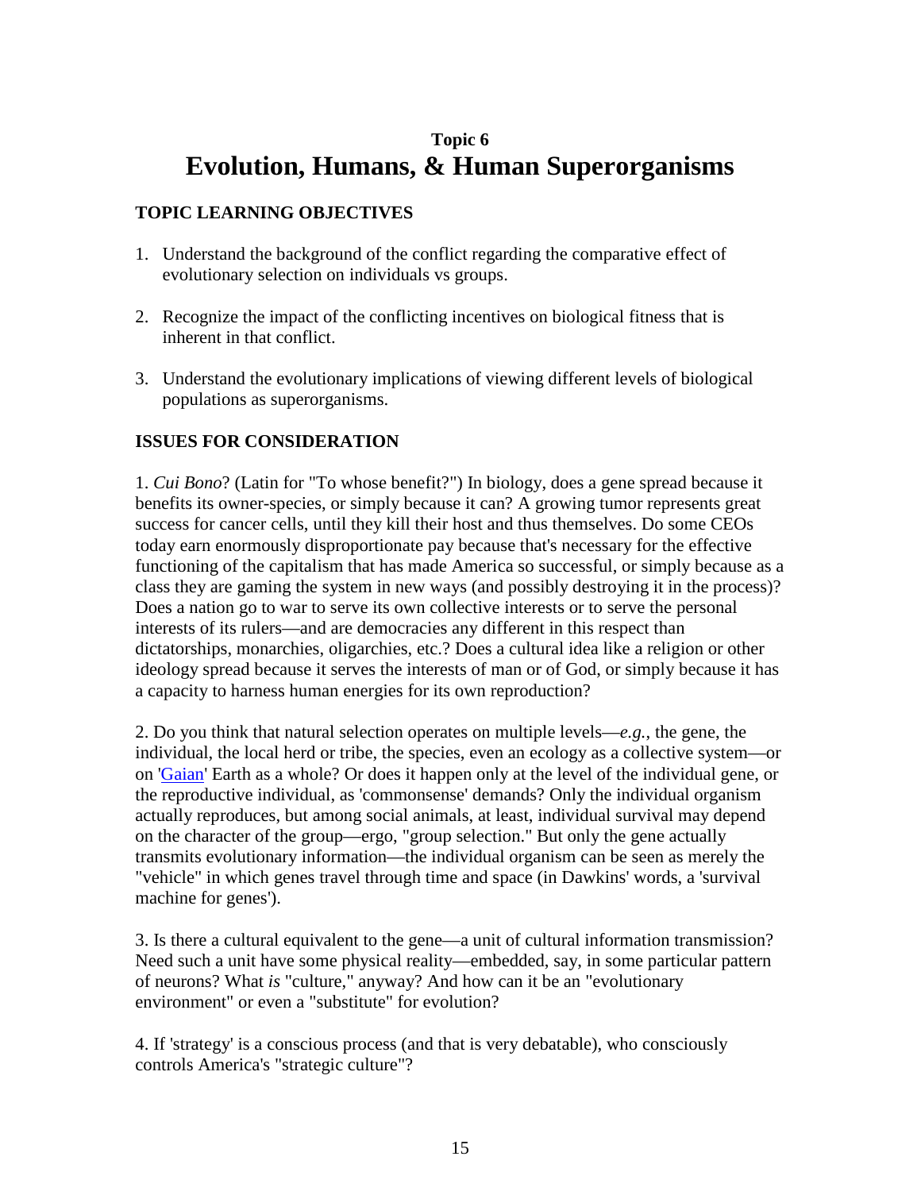# Topic 6
# Evolution, Humans, & Human Superorganisms

## TOPIC LEARNING OBJECTIVES

1. Understand the background of the conflict regarding the comparative effect of evolutionary selection on individuals vs groups.

2. Recognize the impact of the conflicting incentives on biological fitness that is inherent in that conflict.

3. Understand the evolutionary implications of viewing different levels of biological populations as superorganisms.

## ISSUES FOR CONSIDERATION

1. *Cui Bono*? (Latin for "To whose benefit?") In biology, does a gene spread because it benefits its owner-species, or simply because it can? A growing tumor represents great success for cancer cells, until they kill their host and thus themselves. Do some CEOs today earn enormously disproportionate pay because that's necessary for the effective functioning of the capitalism that has made America so successful, or simply because as a class they are gaming the system in new ways (and possibly destroying it in the process)? Does a nation go to war to serve its own collective interests or to serve the personal interests of its rulers—and are democracies any different in this respect than dictatorships, monarchies, oligarchies, etc.? Does a cultural idea like a religion or other ideology spread because it serves the interests of man or of God, or simply because it has a capacity to harness human energies for its own reproduction?

2. Do you think that natural selection operates on multiple levels—*e.g.*, the gene, the individual, the local herd or tribe, the species, even an ecology as a collective system—or on 'Gaian' Earth as a whole? Or does it happen only at the level of the individual gene, or the reproductive individual, as 'commonsense' demands? Only the individual organism actually reproduces, but among social animals, at least, individual survival may depend on the character of the group—ergo, "group selection." But only the gene actually transmits evolutionary information—the individual organism can be seen as merely the "vehicle" in which genes travel through time and space (in Dawkins' words, a 'survival machine for genes').

3. Is there a cultural equivalent to the gene—a unit of cultural information transmission? Need such a unit have some physical reality—embedded, say, in some particular pattern of neurons? What *is* "culture," anyway? And how can it be an "evolutionary environment" or even a "substitute" for evolution?

4. If 'strategy' is a conscious process (and that is very debatable), who consciously controls America's "strategic culture"?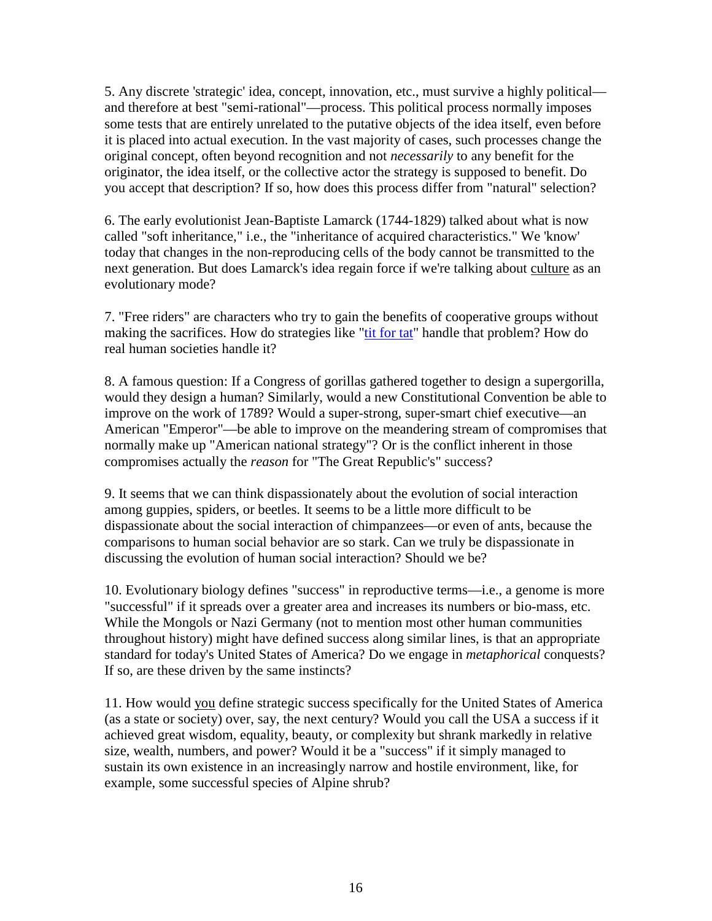5. Any discrete 'strategic' idea, concept, innovation, etc., must survive a highly political—and therefore at best "semi-rational"—process. This political process normally imposes some tests that are entirely unrelated to the putative objects of the idea itself, even before it is placed into actual execution. In the vast majority of cases, such processes change the original concept, often beyond recognition and not *necessarily* to any benefit for the originator, the idea itself, or the collective actor the strategy is supposed to benefit. Do you accept that description? If so, how does this process differ from "natural" selection?

6. The early evolutionist Jean-Baptiste Lamarck (1744-1829) talked about what is now called "soft inheritance," i.e., the "inheritance of acquired characteristics." We 'know' today that changes in the non-reproducing cells of the body cannot be transmitted to the next generation. But does Lamarck's idea regain force if we're talking about culture as an evolutionary mode?

7. "Free riders" are characters who try to gain the benefits of cooperative groups without making the sacrifices. How do strategies like "tit for tat" handle that problem? How do real human societies handle it?

8. A famous question: If a Congress of gorillas gathered together to design a supergorilla, would they design a human? Similarly, would a new Constitutional Convention be able to improve on the work of 1789? Would a super-strong, super-smart chief executive—an American "Emperor"—be able to improve on the meandering stream of compromises that normally make up "American national strategy"? Or is the conflict inherent in those compromises actually the *reason* for "The Great Republic's" success?

9. It seems that we can think dispassionately about the evolution of social interaction among guppies, spiders, or beetles. It seems to be a little more difficult to be dispassionate about the social interaction of chimpanzees—or even of ants, because the comparisons to human social behavior are so stark. Can we truly be dispassionate in discussing the evolution of human social interaction? Should we be?

10. Evolutionary biology defines "success" in reproductive terms—i.e., a genome is more "successful" if it spreads over a greater area and increases its numbers or bio-mass, etc. While the Mongols or Nazi Germany (not to mention most other human communities throughout history) might have defined success along similar lines, is that an appropriate standard for today's United States of America? Do we engage in *metaphorical* conquests? If so, are these driven by the same instincts?

11. How would you define strategic success specifically for the United States of America (as a state or society) over, say, the next century? Would you call the USA a success if it achieved great wisdom, equality, beauty, or complexity but shrank markedly in relative size, wealth, numbers, and power? Would it be a "success" if it simply managed to sustain its own existence in an increasingly narrow and hostile environment, like, for example, some successful species of Alpine shrub?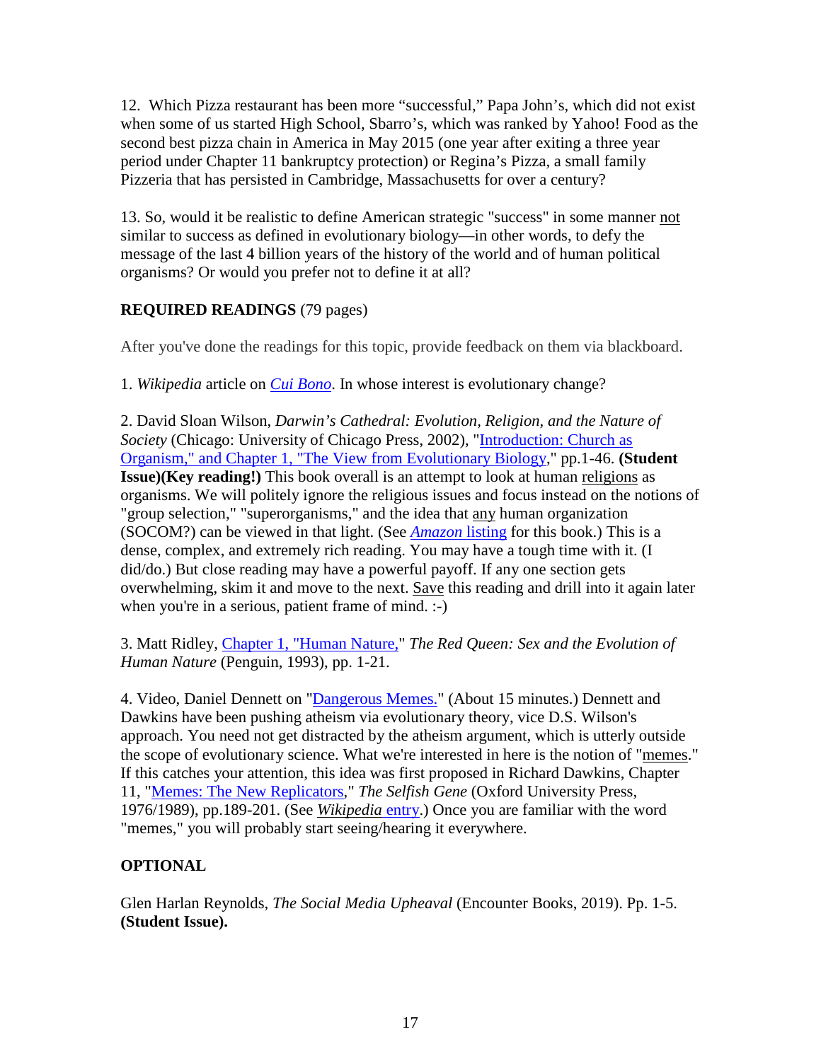12. Which Pizza restaurant has been more "successful," Papa John's, which did not exist when some of us started High School, Sbarro's, which was ranked by Yahoo! Food as the second best pizza chain in America in May 2015 (one year after exiting a three year period under Chapter 11 bankruptcy protection) or Regina's Pizza, a small family Pizzeria that has persisted in Cambridge, Massachusetts for over a century?

13. So, would it be realistic to define American strategic "success" in some manner not similar to success as defined in evolutionary biology—in other words, to defy the message of the last 4 billion years of the history of the world and of human political organisms? Or would you prefer not to define it at all?

**REQUIRED READINGS** (79 pages)

After you've done the readings for this topic, provide feedback on them via blackboard.

1. *Wikipedia* article on *Cui Bono*. In whose interest is evolutionary change?

2. David Sloan Wilson, *Darwin's Cathedral: Evolution, Religion, and the Nature of Society* (Chicago: University of Chicago Press, 2002), "Introduction: Church as Organism," and Chapter 1, "The View from Evolutionary Biology," pp.1-46. **(Student Issue)(Key reading!)** This book overall is an attempt to look at human religions as organisms. We will politely ignore the religious issues and focus instead on the notions of "group selection," "superorganisms," and the idea that any human organization (SOCOM?) can be viewed in that light. (See *Amazon* listing for this book.) This is a dense, complex, and extremely rich reading. You may have a tough time with it. (I did/do.) But close reading may have a powerful payoff. If any one section gets overwhelming, skim it and move to the next. Save this reading and drill into it again later when you're in a serious, patient frame of mind. :-)

3. Matt Ridley, Chapter 1, "Human Nature," *The Red Queen: Sex and the Evolution of Human Nature* (Penguin, 1993), pp. 1-21.

4. Video, Daniel Dennett on "Dangerous Memes." (About 15 minutes.) Dennett and Dawkins have been pushing atheism via evolutionary theory, vice D.S. Wilson's approach. You need not get distracted by the atheism argument, which is utterly outside the scope of evolutionary science. What we're interested in here is the notion of "memes." If this catches your attention, this idea was first proposed in Richard Dawkins, Chapter 11, "Memes: The New Replicators," *The Selfish Gene* (Oxford University Press, 1976/1989), pp.189-201. (See *Wikipedia* entry.) Once you are familiar with the word "memes," you will probably start seeing/hearing it everywhere.

**OPTIONAL**

Glen Harlan Reynolds, *The Social Media Upheaval* (Encounter Books, 2019). Pp. 1-5. **(Student Issue).**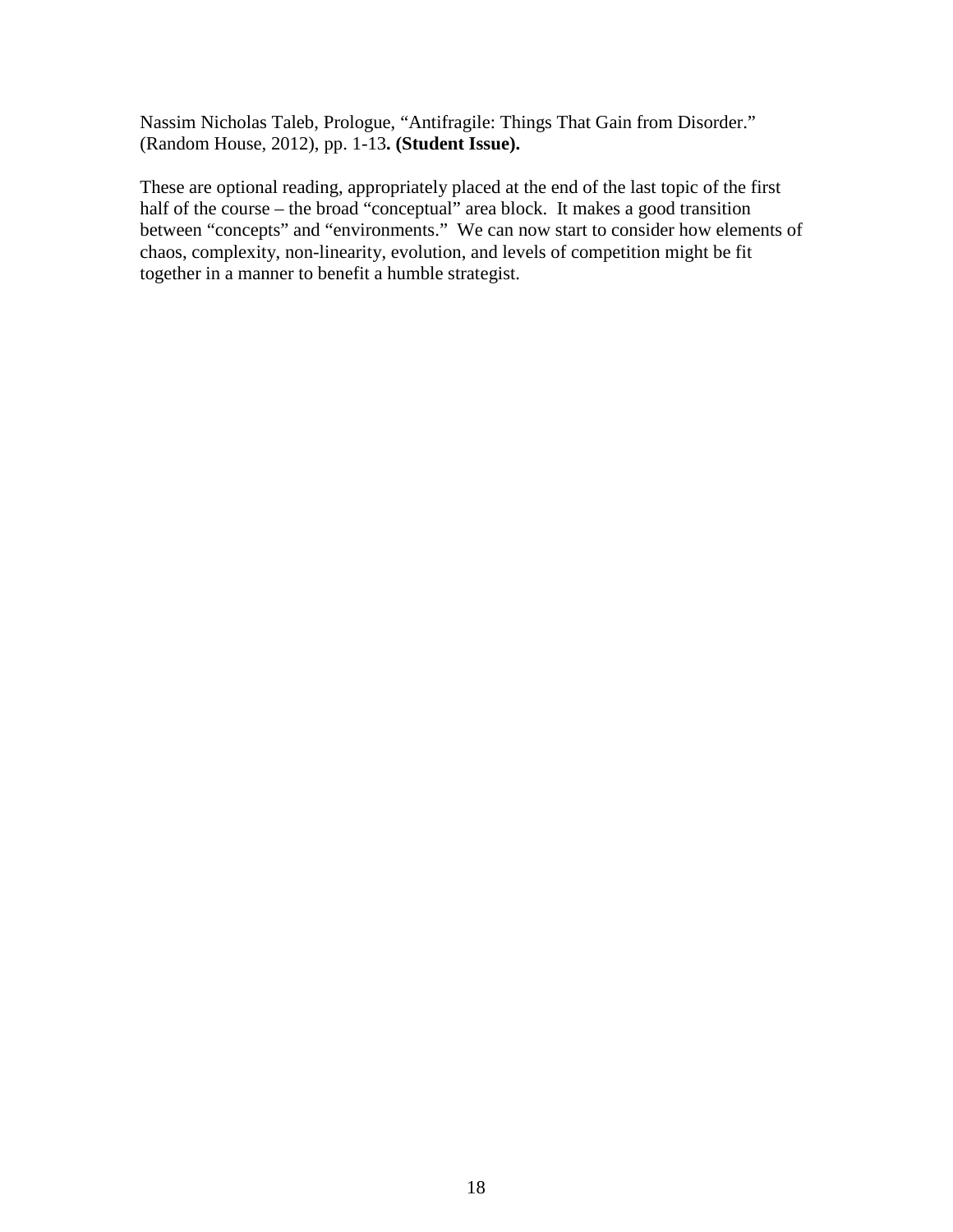Nassim Nicholas Taleb, Prologue, "Antifragile: Things That Gain from Disorder." (Random House, 2012), pp. 1-13**. (Student Issue).**

These are optional reading, appropriately placed at the end of the last topic of the first half of the course – the broad "conceptual" area block. It makes a good transition between "concepts" and "environments." We can now start to consider how elements of chaos, complexity, non-linearity, evolution, and levels of competition might be fit together in a manner to benefit a humble strategist.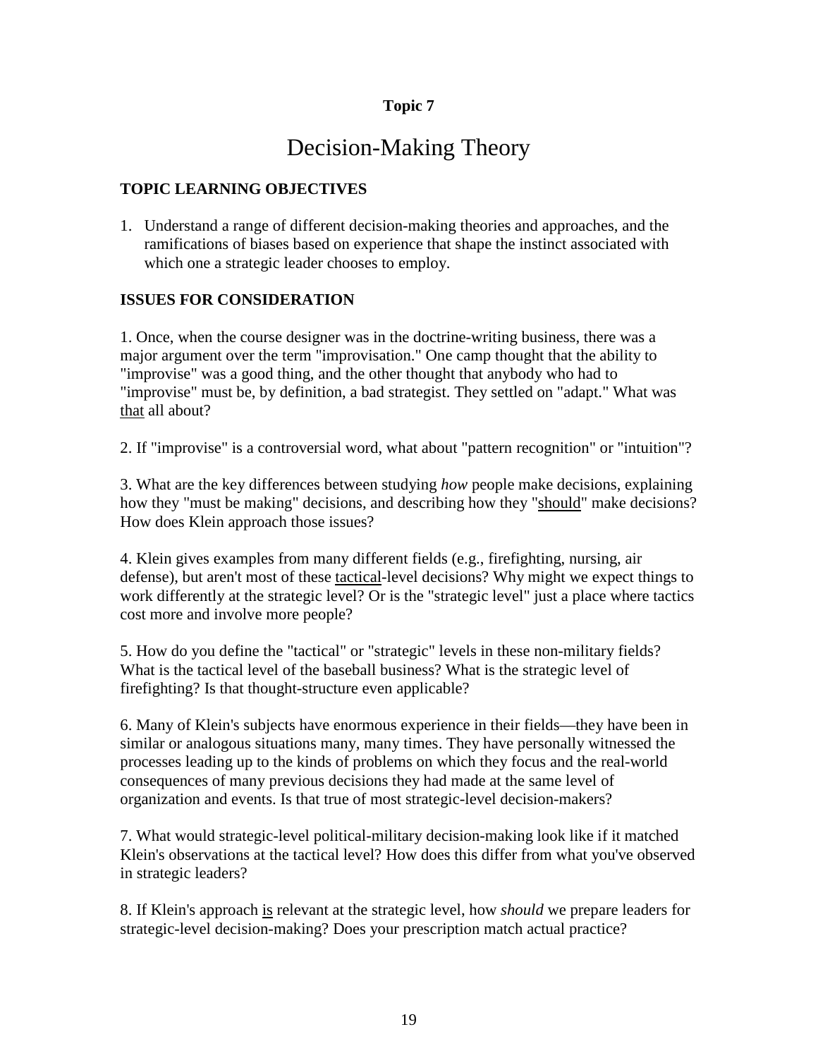**Topic 7**

# Decision-Making Theory

### TOPIC LEARNING OBJECTIVES

1. Understand a range of different decision-making theories and approaches, and the ramifications of biases based on experience that shape the instinct associated with which one a strategic leader chooses to employ.

### ISSUES FOR CONSIDERATION

1. Once, when the course designer was in the doctrine-writing business, there was a major argument over the term "improvisation." One camp thought that the ability to "improvise" was a good thing, and the other thought that anybody who had to "improvise" must be, by definition, a bad strategist. They settled on "adapt." What was <u>that</u> all about?

2. If "improvise" is a controversial word, what about "pattern recognition" or "intuition"?

3. What are the key differences between studying *how* people make decisions, explaining how they "must be making" decisions, and describing how they "<u>should</u>" make decisions? How does Klein approach those issues?

4. Klein gives examples from many different fields (e.g., firefighting, nursing, air defense), but aren't most of these <u>tactical</u>-level decisions? Why might we expect things to work differently at the strategic level? Or is the "strategic level" just a place where tactics cost more and involve more people?

5. How do you define the "tactical" or "strategic" levels in these non-military fields? What is the tactical level of the baseball business? What is the strategic level of firefighting? Is that thought-structure even applicable?

6. Many of Klein's subjects have enormous experience in their fields—they have been in similar or analogous situations many, many times. They have personally witnessed the processes leading up to the kinds of problems on which they focus and the real-world consequences of many previous decisions they had made at the same level of organization and events. Is that true of most strategic-level decision-makers?

7. What would strategic-level political-military decision-making look like if it matched Klein's observations at the tactical level? How does this differ from what you've observed in strategic leaders?

8. If Klein's approach <u>is</u> relevant at the strategic level, how *should* we prepare leaders for strategic-level decision-making? Does your prescription match actual practice?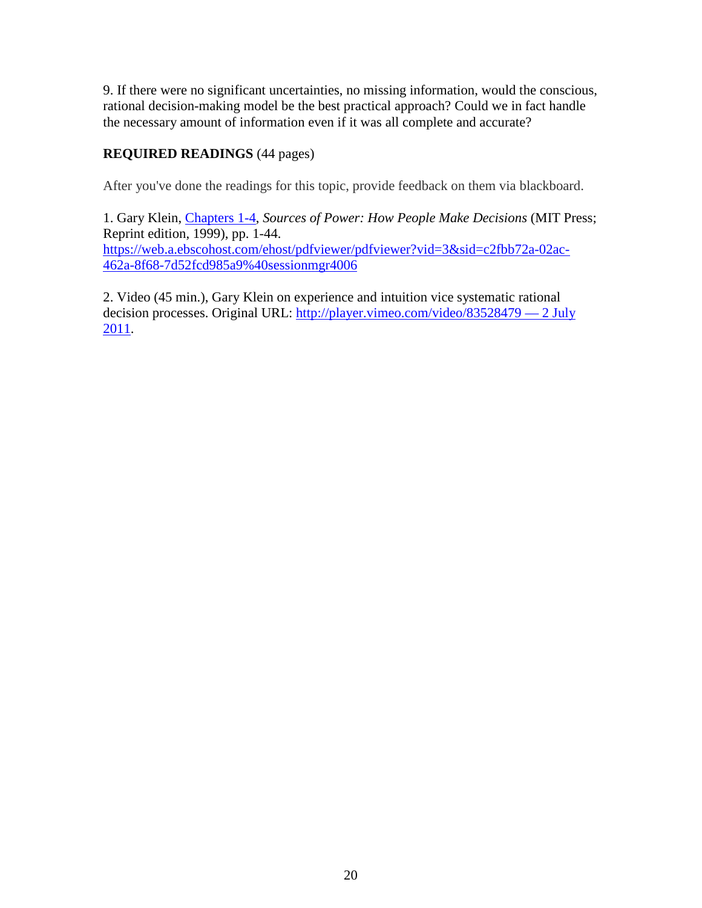9. If there were no significant uncertainties, no missing information, would the conscious, rational decision-making model be the best practical approach? Could we in fact handle the necessary amount of information even if it was all complete and accurate?

**REQUIRED READINGS** (44 pages)

After you've done the readings for this topic, provide feedback on them via blackboard.

1. Gary Klein, [Chapters 1-4](https://web.a.ebscohost.com/ehost/pdfviewer/pdfviewer?vid=3&sid=c2fbb72a-02ac-462a-8f68-7d52fcd985a9%40sessionmgr4006), *Sources of Power: How People Make Decisions* (MIT Press; Reprint edition, 1999), pp. 1-44.
https://web.a.ebscohost.com/ehost/pdfviewer/pdfviewer?vid=3&sid=c2fbb72a-02ac-462a-8f68-7d52fcd985a9%40sessionmgr4006

2. Video (45 min.), Gary Klein on experience and intuition vice systematic rational decision processes. Original URL: [http://player.vimeo.com/video/83528479 — 2 July 2011](http://player.vimeo.com/video/83528479).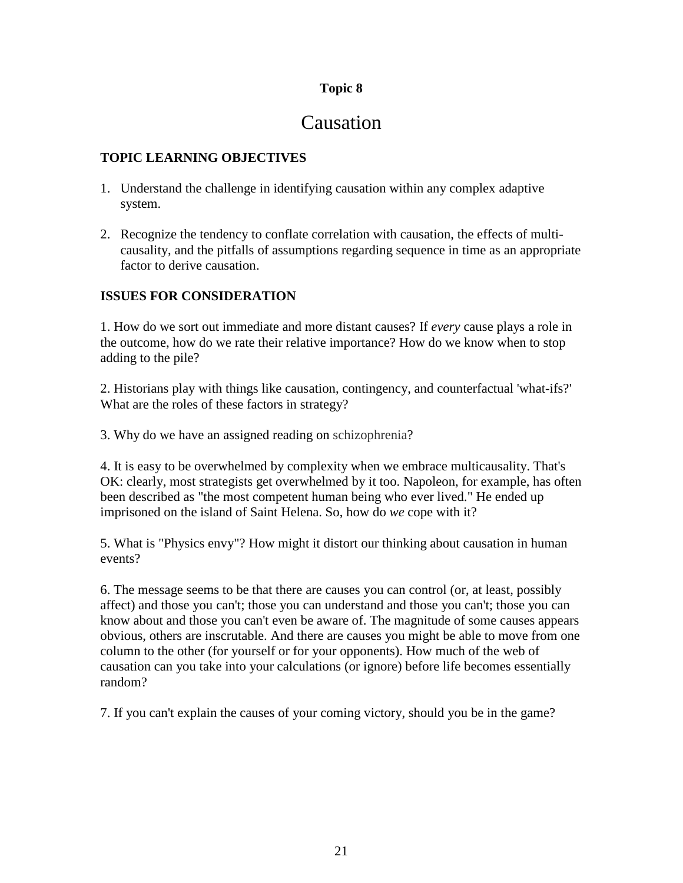**Topic 8**

# Causation

### TOPIC LEARNING OBJECTIVES

1. Understand the challenge in identifying causation within any complex adaptive system.

2. Recognize the tendency to conflate correlation with causation, the effects of multi-causality, and the pitfalls of assumptions regarding sequence in time as an appropriate factor to derive causation.

### ISSUES FOR CONSIDERATION

1. How do we sort out immediate and more distant causes? If *every* cause plays a role in the outcome, how do we rate their relative importance? How do we know when to stop adding to the pile?

2. Historians play with things like causation, contingency, and counterfactual 'what-ifs?' What are the roles of these factors in strategy?

3. Why do we have an assigned reading on schizophrenia?

4. It is easy to be overwhelmed by complexity when we embrace multicausality. That's OK: clearly, most strategists get overwhelmed by it too. Napoleon, for example, has often been described as "the most competent human being who ever lived." He ended up imprisoned on the island of Saint Helena. So, how do *we* cope with it?

5. What is "Physics envy"? How might it distort our thinking about causation in human events?

6. The message seems to be that there are causes you can control (or, at least, possibly affect) and those you can't; those you can understand and those you can't; those you can know about and those you can't even be aware of. The magnitude of some causes appears obvious, others are inscrutable. And there are causes you might be able to move from one column to the other (for yourself or for your opponents). How much of the web of causation can you take into your calculations (or ignore) before life becomes essentially random?

7. If you can't explain the causes of your coming victory, should you be in the game?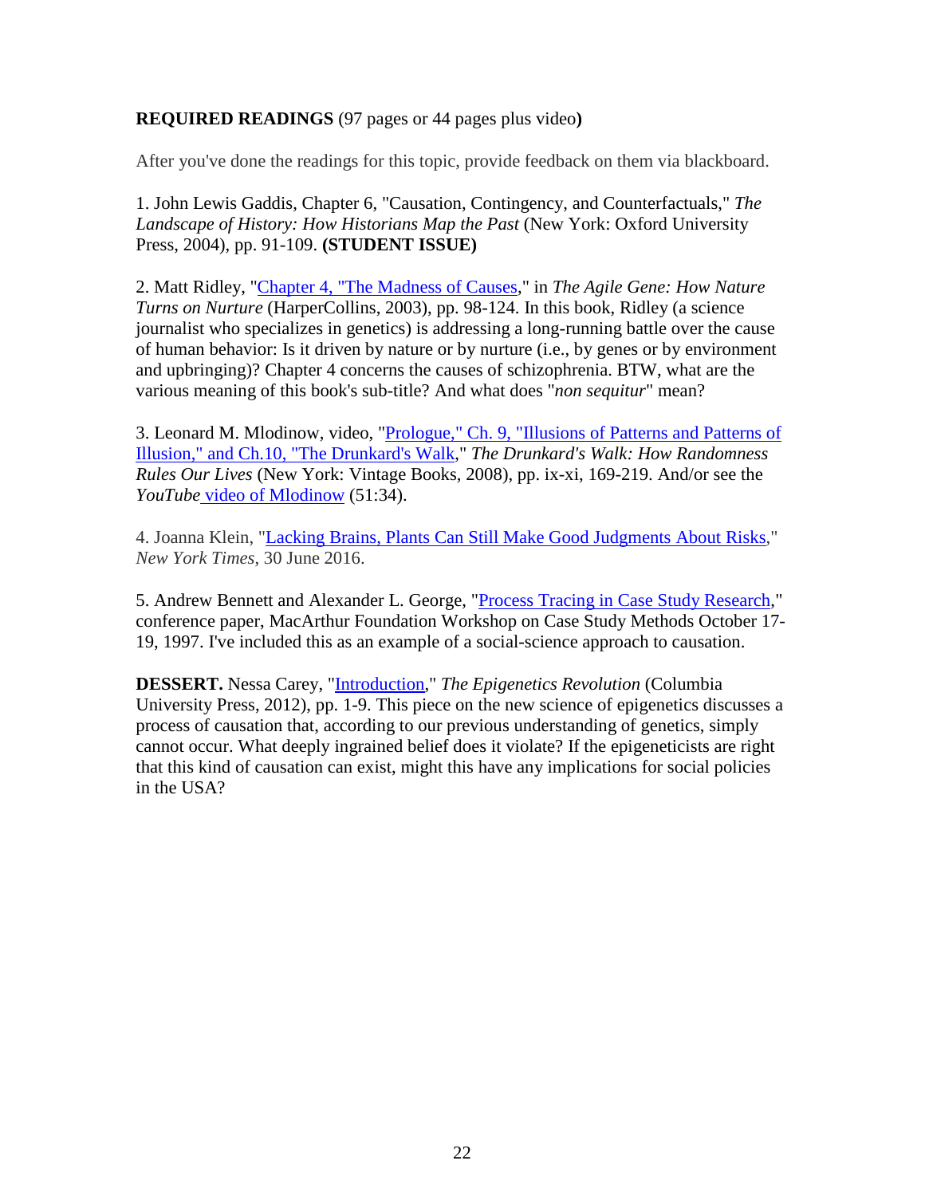**REQUIRED READINGS** (97 pages or 44 pages plus video**)**

After you've done the readings for this topic, provide feedback on them via blackboard.

1. John Lewis Gaddis, Chapter 6, "Causation, Contingency, and Counterfactuals," *The Landscape of History: How Historians Map the Past* (New York: Oxford University Press, 2004), pp. 91-109. **(STUDENT ISSUE)**

2. Matt Ridley, "Chapter 4, "The Madness of Causes," in *The Agile Gene: How Nature Turns on Nurture* (HarperCollins, 2003), pp. 98-124. In this book, Ridley (a science journalist who specializes in genetics) is addressing a long-running battle over the cause of human behavior: Is it driven by nature or by nurture (i.e., by genes or by environment and upbringing)? Chapter 4 concerns the causes of schizophrenia. BTW, what are the various meaning of this book's sub-title? And what does "*non sequitur*" mean?

3. Leonard M. Mlodinow, video, "Prologue," Ch. 9, "Illusions of Patterns and Patterns of Illusion," and Ch.10, "The Drunkard's Walk," *The Drunkard's Walk: How Randomness Rules Our Lives* (New York: Vintage Books, 2008), pp. ix-xi, 169-219. And/or see the *YouTube* video of Mlodinow (51:34).

4. Joanna Klein, "Lacking Brains, Plants Can Still Make Good Judgments About Risks," *New York Times*, 30 June 2016.

5. Andrew Bennett and Alexander L. George, "Process Tracing in Case Study Research," conference paper, MacArthur Foundation Workshop on Case Study Methods October 17-19, 1997. I've included this as an example of a social-science approach to causation.

**DESSERT.** Nessa Carey, "Introduction," *The Epigenetics Revolution* (Columbia University Press, 2012), pp. 1-9. This piece on the new science of epigenetics discusses a process of causation that, according to our previous understanding of genetics, simply cannot occur. What deeply ingrained belief does it violate? If the epigeneticists are right that this kind of causation can exist, might this have any implications for social policies in the USA?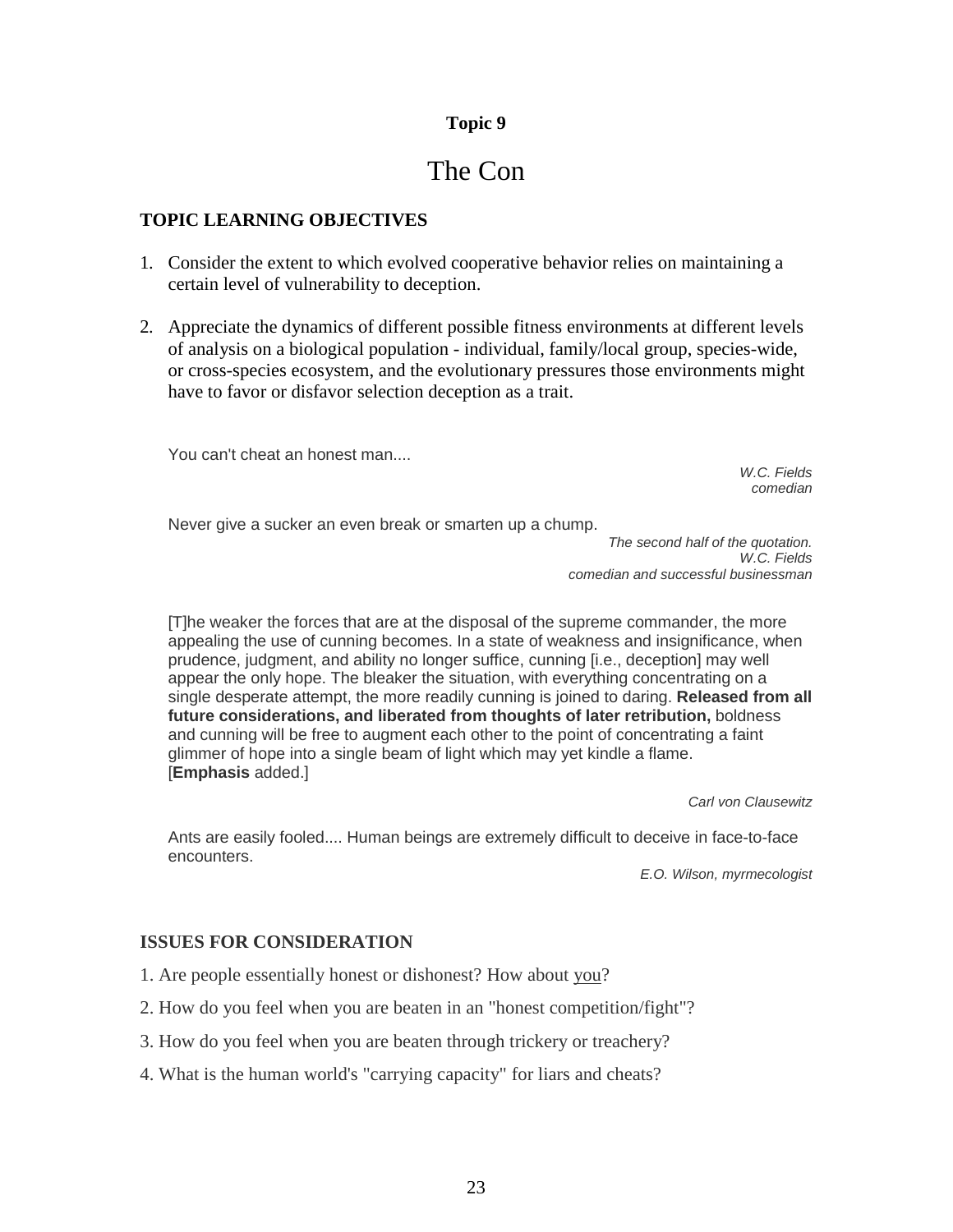**Topic 9**

# The Con

### TOPIC LEARNING OBJECTIVES

1. Consider the extent to which evolved cooperative behavior relies on maintaining a certain level of vulnerability to deception.

2. Appreciate the dynamics of different possible fitness environments at different levels of analysis on a biological population - individual, family/local group, species-wide, or cross-species ecosystem, and the evolutionary pressures those environments might have to favor or disfavor selection deception as a trait.

> You can't cheat an honest man....
>
> *W.C. Fields*
> *comedian*

> Never give a sucker an even break or smarten up a chump.
>
> *The second half of the quotation.*
> *W.C. Fields*
> *comedian and successful businessman*

> [T]he weaker the forces that are at the disposal of the supreme commander, the more appealing the use of cunning becomes. In a state of weakness and insignificance, when prudence, judgment, and ability no longer suffice, cunning [i.e., deception] may well appear the only hope. The bleaker the situation, with everything concentrating on a single desperate attempt, the more readily cunning is joined to daring. **Released from all future considerations, and liberated from thoughts of later retribution,** boldness and cunning will be free to augment each other to the point of concentrating a faint glimmer of hope into a single beam of light which may yet kindle a flame. [**Emphasis** added.]
>
> *Carl von Clausewitz*

> Ants are easily fooled.... Human beings are extremely difficult to deceive in face-to-face encounters.
>
> *E.O. Wilson, myrmecologist*

### ISSUES FOR CONSIDERATION

1. Are people essentially honest or dishonest? How about <u>you</u>?

2. How do you feel when you are beaten in an "honest competition/fight"?

3. How do you feel when you are beaten through trickery or treachery?

4. What is the human world's "carrying capacity" for liars and cheats?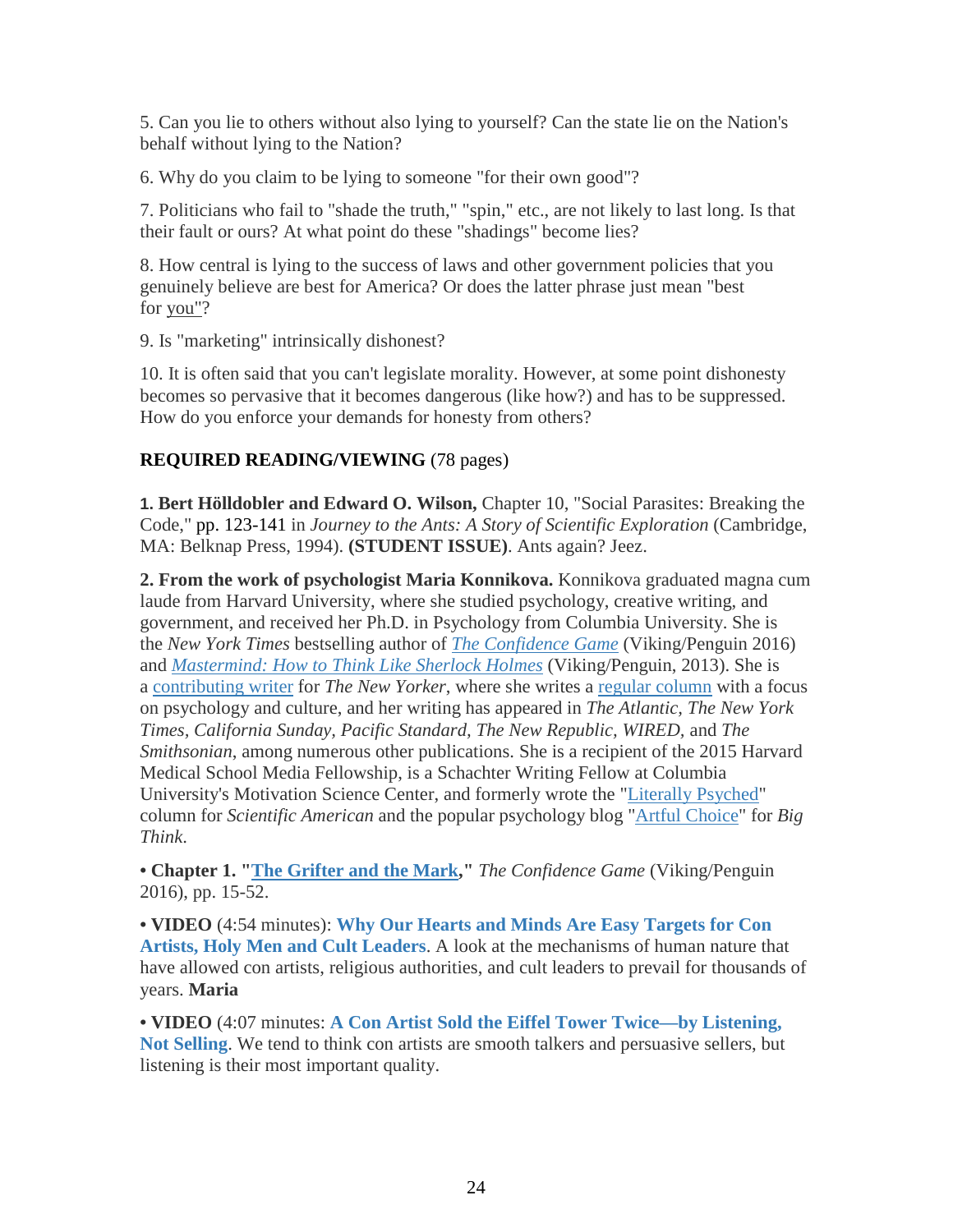5. Can you lie to others without also lying to yourself? Can the state lie on the Nation's behalf without lying to the Nation?

6. Why do you claim to be lying to someone "for their own good"?

7. Politicians who fail to "shade the truth," "spin," etc., are not likely to last long. Is that their fault or ours? At what point do these "shadings" become lies?

8. How central is lying to the success of laws and other government policies that you genuinely believe are best for America? Or does the latter phrase just mean "best for you"?

9. Is "marketing" intrinsically dishonest?

10. It is often said that you can't legislate morality. However, at some point dishonesty becomes so pervasive that it becomes dangerous (like how?) and has to be suppressed. How do you enforce your demands for honesty from others?

**REQUIRED READING/VIEWING** (78 pages)

**1. Bert Hölldobler and Edward O. Wilson,** Chapter 10, "Social Parasites: Breaking the Code," pp. 123-141 in *Journey to the Ants: A Story of Scientific Exploration* (Cambridge, MA: Belknap Press, 1994). **(STUDENT ISSUE)**. Ants again? Jeez.

**2. From the work of psychologist Maria Konnikova.** Konnikova graduated magna cum laude from Harvard University, where she studied psychology, creative writing, and government, and received her Ph.D. in Psychology from Columbia University. She is the *New York Times* bestselling author of *The Confidence Game* (Viking/Penguin 2016) and *Mastermind: How to Think Like Sherlock Holmes* (Viking/Penguin, 2013). She is a contributing writer for *The New Yorker*, where she writes a regular column with a focus on psychology and culture, and her writing has appeared in *The Atlantic*, *The New York Times*, *California Sunday*, *Pacific Standard*, *The New Republic*, *WIRED*, and *The Smithsonian*, among numerous other publications. She is a recipient of the 2015 Harvard Medical School Media Fellowship, is a Schachter Writing Fellow at Columbia University's Motivation Science Center, and formerly wrote the "Literally Psyched" column for *Scientific American* and the popular psychology blog "Artful Choice" for *Big Think*.

• **Chapter 1. "The Grifter and the Mark,"** *The Confidence Game* (Viking/Penguin 2016), pp. 15-52.

• **VIDEO** (4:54 minutes): **Why Our Hearts and Minds Are Easy Targets for Con Artists, Holy Men and Cult Leaders**. A look at the mechanisms of human nature that have allowed con artists, religious authorities, and cult leaders to prevail for thousands of years. **Maria**

• **VIDEO** (4:07 minutes: **A Con Artist Sold the Eiffel Tower Twice—by Listening, Not Selling**. We tend to think con artists are smooth talkers and persuasive sellers, but listening is their most important quality.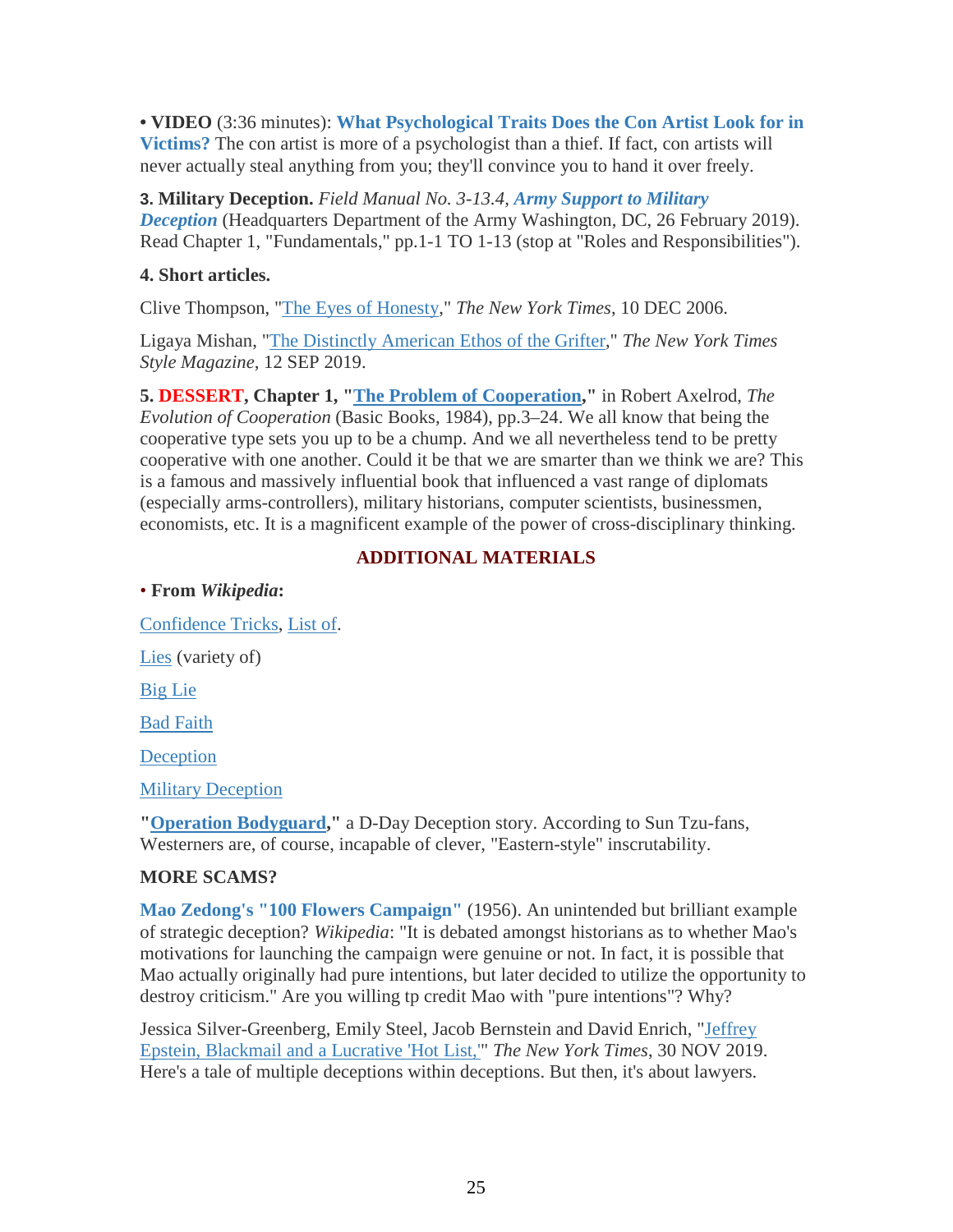• **VIDEO** (3:36 minutes): **What Psychological Traits Does the Con Artist Look for in Victims?** The con artist is more of a psychologist than a thief. If fact, con artists will never actually steal anything from you; they'll convince you to hand it over freely.

**3. Military Deception.** *Field Manual No. 3-13.4*, ***Army Support to Military Deception*** (Headquarters Department of the Army Washington, DC, 26 February 2019). Read Chapter 1, "Fundamentals," pp.1-1 TO 1-13 (stop at "Roles and Responsibilities").

**4. Short articles.**

Clive Thompson, "The Eyes of Honesty," *The New York Times*, 10 DEC 2006.

Ligaya Mishan, "The Distinctly American Ethos of the Grifter," *The New York Times Style Magazine*, 12 SEP 2019.

**5. DESSERT, Chapter 1, "The Problem of Cooperation,"** in Robert Axelrod, *The Evolution of Cooperation* (Basic Books, 1984), pp.3–24. We all know that being the cooperative type sets you up to be a chump. And we all nevertheless tend to be pretty cooperative with one another. Could it be that we are smarter than we think we are? This is a famous and massively influential book that influenced a vast range of diplomats (especially arms-controllers), military historians, computer scientists, businessmen, economists, etc. It is a magnificent example of the power of cross-disciplinary thinking.

## ADDITIONAL MATERIALS

• **From *Wikipedia*:**

Confidence Tricks, List of.

Lies (variety of)

Big Lie

Bad Faith

Deception

Military Deception

**"Operation Bodyguard,"** a D-Day Deception story. According to Sun Tzu-fans, Westerners are, of course, incapable of clever, "Eastern-style" inscrutability.

**MORE SCAMS?**

**Mao Zedong's "100 Flowers Campaign"** (1956). An unintended but brilliant example of strategic deception? *Wikipedia*: "It is debated amongst historians as to whether Mao's motivations for launching the campaign were genuine or not. In fact, it is possible that Mao actually originally had pure intentions, but later decided to utilize the opportunity to destroy criticism." Are you willing tp credit Mao with "pure intentions"? Why?

Jessica Silver-Greenberg, Emily Steel, Jacob Bernstein and David Enrich, "Jeffrey Epstein, Blackmail and a Lucrative 'Hot List,'" *The New York Times*, 30 NOV 2019. Here's a tale of multiple deceptions within deceptions. But then, it's about lawyers.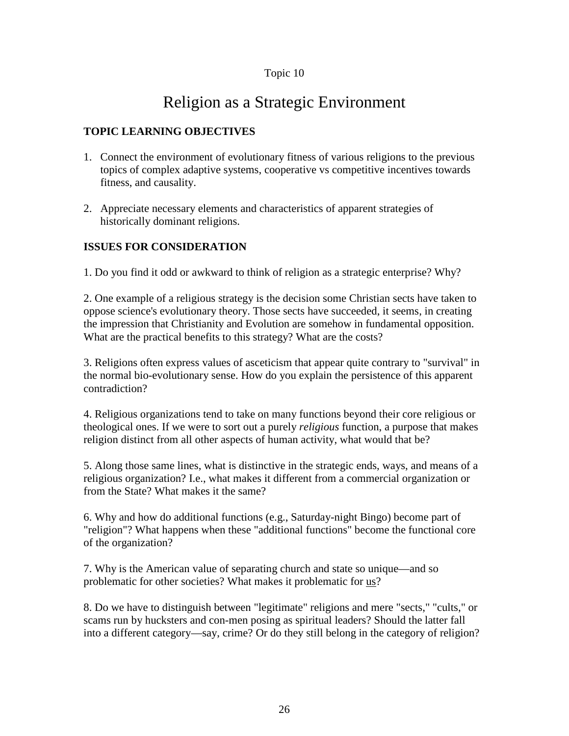Topic 10

# Religion as a Strategic Environment

**TOPIC LEARNING OBJECTIVES**

1. Connect the environment of evolutionary fitness of various religions to the previous topics of complex adaptive systems, cooperative vs competitive incentives towards fitness, and causality.

2. Appreciate necessary elements and characteristics of apparent strategies of historically dominant religions.

**ISSUES FOR CONSIDERATION**

1. Do you find it odd or awkward to think of religion as a strategic enterprise? Why?

2. One example of a religious strategy is the decision some Christian sects have taken to oppose science's evolutionary theory. Those sects have succeeded, it seems, in creating the impression that Christianity and Evolution are somehow in fundamental opposition. What are the practical benefits to this strategy? What are the costs?

3. Religions often express values of asceticism that appear quite contrary to "survival" in the normal bio-evolutionary sense. How do you explain the persistence of this apparent contradiction?

4. Religious organizations tend to take on many functions beyond their core religious or theological ones. If we were to sort out a purely *religious* function, a purpose that makes religion distinct from all other aspects of human activity, what would that be?

5. Along those same lines, what is distinctive in the strategic ends, ways, and means of a religious organization? I.e., what makes it different from a commercial organization or from the State? What makes it the same?

6. Why and how do additional functions (e.g., Saturday-night Bingo) become part of "religion"? What happens when these "additional functions" become the functional core of the organization?

7. Why is the American value of separating church and state so unique—and so problematic for other societies? What makes it problematic for <u>us</u>?

8. Do we have to distinguish between "legitimate" religions and mere "sects," "cults," or scams run by hucksters and con-men posing as spiritual leaders? Should the latter fall into a different category—say, crime? Or do they still belong in the category of religion?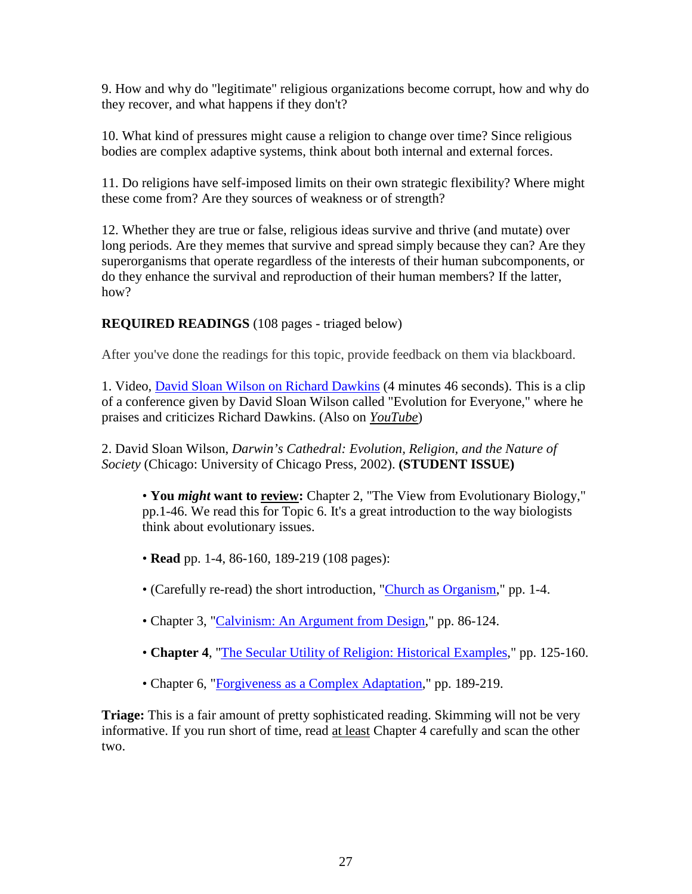9. How and why do "legitimate" religious organizations become corrupt, how and why do they recover, and what happens if they don't?

10. What kind of pressures might cause a religion to change over time? Since religious bodies are complex adaptive systems, think about both internal and external forces.

11. Do religions have self-imposed limits on their own strategic flexibility? Where might these come from? Are they sources of weakness or of strength?

12. Whether they are true or false, religious ideas survive and thrive (and mutate) over long periods. Are they memes that survive and spread simply because they can? Are they superorganisms that operate regardless of the interests of their human subcomponents, or do they enhance the survival and reproduction of their human members? If the latter, how?

**REQUIRED READINGS** (108 pages - triaged below)

After you've done the readings for this topic, provide feedback on them via blackboard.

1. Video, David Sloan Wilson on Richard Dawkins (4 minutes 46 seconds). This is a clip of a conference given by David Sloan Wilson called "Evolution for Everyone," where he praises and criticizes Richard Dawkins. (Also on *YouTube*)

2. David Sloan Wilson, *Darwin's Cathedral: Evolution, Religion, and the Nature of Society* (Chicago: University of Chicago Press, 2002). **(STUDENT ISSUE)**

> • **You *might* want to review:** Chapter 2, "The View from Evolutionary Biology," pp.1-46. We read this for Topic 6. It's a great introduction to the way biologists think about evolutionary issues.
>
> • **Read** pp. 1-4, 86-160, 189-219 (108 pages):
>
> • (Carefully re-read) the short introduction, "Church as Organism," pp. 1-4.
>
> • Chapter 3, "Calvinism: An Argument from Design," pp. 86-124.
>
> • **Chapter 4**, "The Secular Utility of Religion: Historical Examples," pp. 125-160.
>
> • Chapter 6, "Forgiveness as a Complex Adaptation," pp. 189-219.

**Triage:** This is a fair amount of pretty sophisticated reading. Skimming will not be very informative. If you run short of time, read at least Chapter 4 carefully and scan the other two.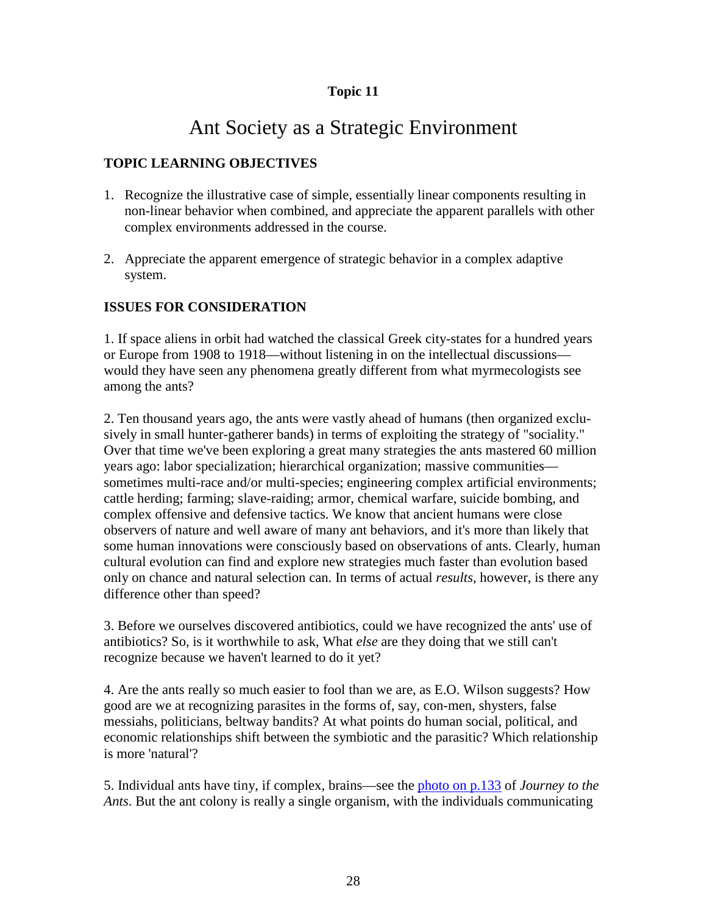**Topic 11**

# Ant Society as a Strategic Environment

## TOPIC LEARNING OBJECTIVES

1. Recognize the illustrative case of simple, essentially linear components resulting in non-linear behavior when combined, and appreciate the apparent parallels with other complex environments addressed in the course.

2. Appreciate the apparent emergence of strategic behavior in a complex adaptive system.

## ISSUES FOR CONSIDERATION

1. If space aliens in orbit had watched the classical Greek city-states for a hundred years or Europe from 1908 to 1918—without listening in on the intellectual discussions—would they have seen any phenomena greatly different from what myrmecologists see among the ants?

2. Ten thousand years ago, the ants were vastly ahead of humans (then organized exclusively in small hunter-gatherer bands) in terms of exploiting the strategy of "sociality." Over that time we've been exploring a great many strategies the ants mastered 60 million years ago: labor specialization; hierarchical organization; massive communities—sometimes multi-race and/or multi-species; engineering complex artificial environments; cattle herding; farming; slave-raiding; armor, chemical warfare, suicide bombing, and complex offensive and defensive tactics. We know that ancient humans were close observers of nature and well aware of many ant behaviors, and it's more than likely that some human innovations were consciously based on observations of ants. Clearly, human cultural evolution can find and explore new strategies much faster than evolution based only on chance and natural selection can. In terms of actual *results*, however, is there any difference other than speed?

3. Before we ourselves discovered antibiotics, could we have recognized the ants' use of antibiotics? So, is it worthwhile to ask, What *else* are they doing that we still can't recognize because we haven't learned to do it yet?

4. Are the ants really so much easier to fool than we are, as E.O. Wilson suggests? How good are we at recognizing parasites in the forms of, say, con-men, shysters, false messiahs, politicians, beltway bandits? At what points do human social, political, and economic relationships shift between the symbiotic and the parasitic? Which relationship is more 'natural'?

5. Individual ants have tiny, if complex, brains—see the photo on p.133 of *Journey to the Ants*. But the ant colony is really a single organism, with the individuals communicating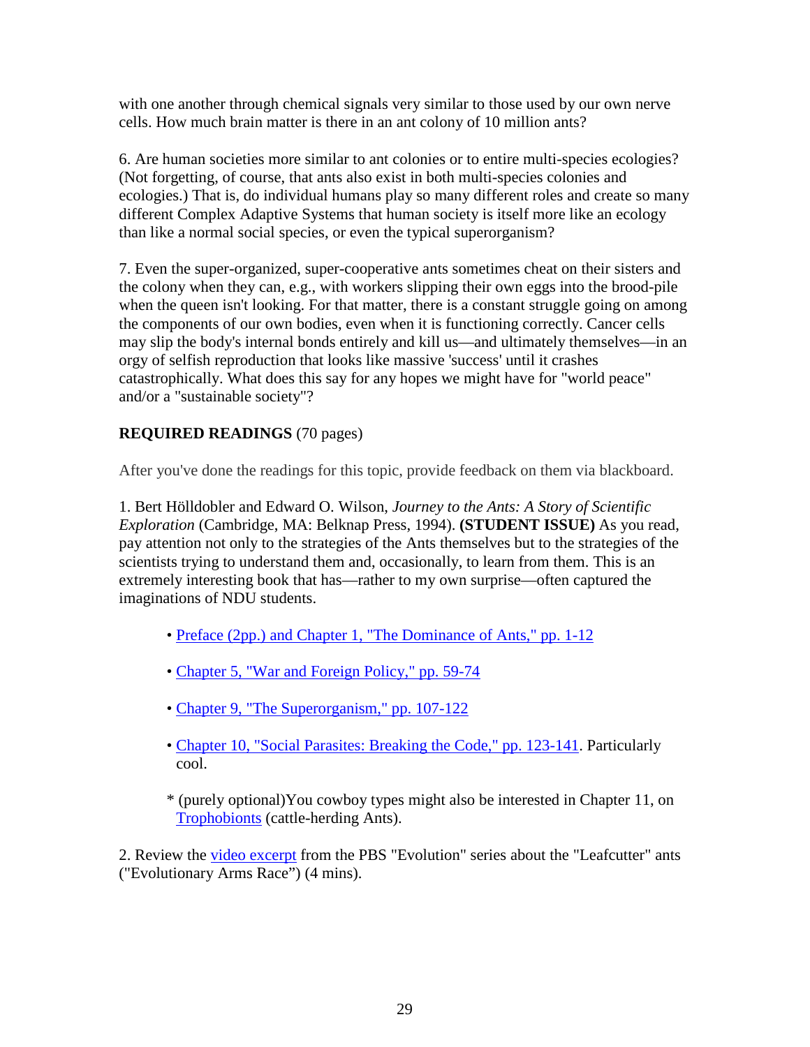with one another through chemical signals very similar to those used by our own nerve cells. How much brain matter is there in an ant colony of 10 million ants?

6. Are human societies more similar to ant colonies or to entire multi-species ecologies? (Not forgetting, of course, that ants also exist in both multi-species colonies and ecologies.) That is, do individual humans play so many different roles and create so many different Complex Adaptive Systems that human society is itself more like an ecology than like a normal social species, or even the typical superorganism?

7. Even the super-organized, super-cooperative ants sometimes cheat on their sisters and the colony when they can, e.g., with workers slipping their own eggs into the brood-pile when the queen isn't looking. For that matter, there is a constant struggle going on among the components of our own bodies, even when it is functioning correctly. Cancer cells may slip the body's internal bonds entirely and kill us—and ultimately themselves—in an orgy of selfish reproduction that looks like massive 'success' until it crashes catastrophically. What does this say for any hopes we might have for "world peace" and/or a "sustainable society"?

**REQUIRED READINGS** (70 pages)

After you've done the readings for this topic, provide feedback on them via blackboard.

1. Bert Hölldobler and Edward O. Wilson, *Journey to the Ants: A Story of Scientific Exploration* (Cambridge, MA: Belknap Press, 1994). **(STUDENT ISSUE)** As you read, pay attention not only to the strategies of the Ants themselves but to the strategies of the scientists trying to understand them and, occasionally, to learn from them. This is an extremely interesting book that has—rather to my own surprise—often captured the imaginations of NDU students.

- Preface (2pp.) and Chapter 1, "The Dominance of Ants," pp. 1-12
- Chapter 5, "War and Foreign Policy," pp. 59-74
- Chapter 9, "The Superorganism," pp. 107-122
- Chapter 10, "Social Parasites: Breaking the Code," pp. 123-141. Particularly cool.

\* (purely optional)You cowboy types might also be interested in Chapter 11, on Trophobionts (cattle-herding Ants).

2. Review the video excerpt from the PBS "Evolution" series about the "Leafcutter" ants ("Evolutionary Arms Race") (4 mins).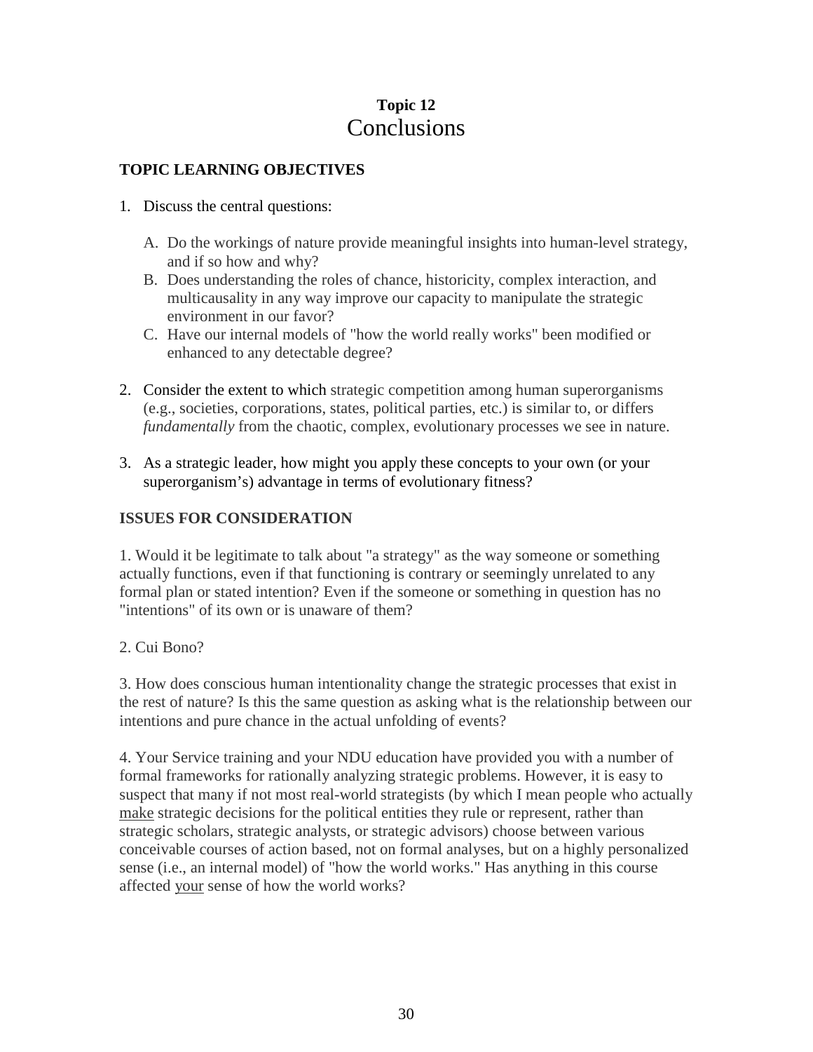# Topic 12
# Conclusions

## TOPIC LEARNING OBJECTIVES

1. Discuss the central questions:

   A. Do the workings of nature provide meaningful insights into human-level strategy, and if so how and why?

   B. Does understanding the roles of chance, historicity, complex interaction, and multicausality in any way improve our capacity to manipulate the strategic environment in our favor?

   C. Have our internal models of "how the world really works" been modified or enhanced to any detectable degree?

2. Consider the extent to which strategic competition among human superorganisms (e.g., societies, corporations, states, political parties, etc.) is similar to, or differs *fundamentally* from the chaotic, complex, evolutionary processes we see in nature.

3. As a strategic leader, how might you apply these concepts to your own (or your superorganism's) advantage in terms of evolutionary fitness?

## ISSUES FOR CONSIDERATION

1. Would it be legitimate to talk about "a strategy" as the way someone or something actually functions, even if that functioning is contrary or seemingly unrelated to any formal plan or stated intention? Even if the someone or something in question has no "intentions" of its own or is unaware of them?

2. Cui Bono?

3. How does conscious human intentionality change the strategic processes that exist in the rest of nature? Is this the same question as asking what is the relationship between our intentions and pure chance in the actual unfolding of events?

4. Your Service training and your NDU education have provided you with a number of formal frameworks for rationally analyzing strategic problems. However, it is easy to suspect that many if not most real-world strategists (by which I mean people who actually <u>make</u> strategic decisions for the political entities they rule or represent, rather than strategic scholars, strategic analysts, or strategic advisors) choose between various conceivable courses of action based, not on formal analyses, but on a highly personalized sense (i.e., an internal model) of "how the world works." Has anything in this course affected <u>your</u> sense of how the world works?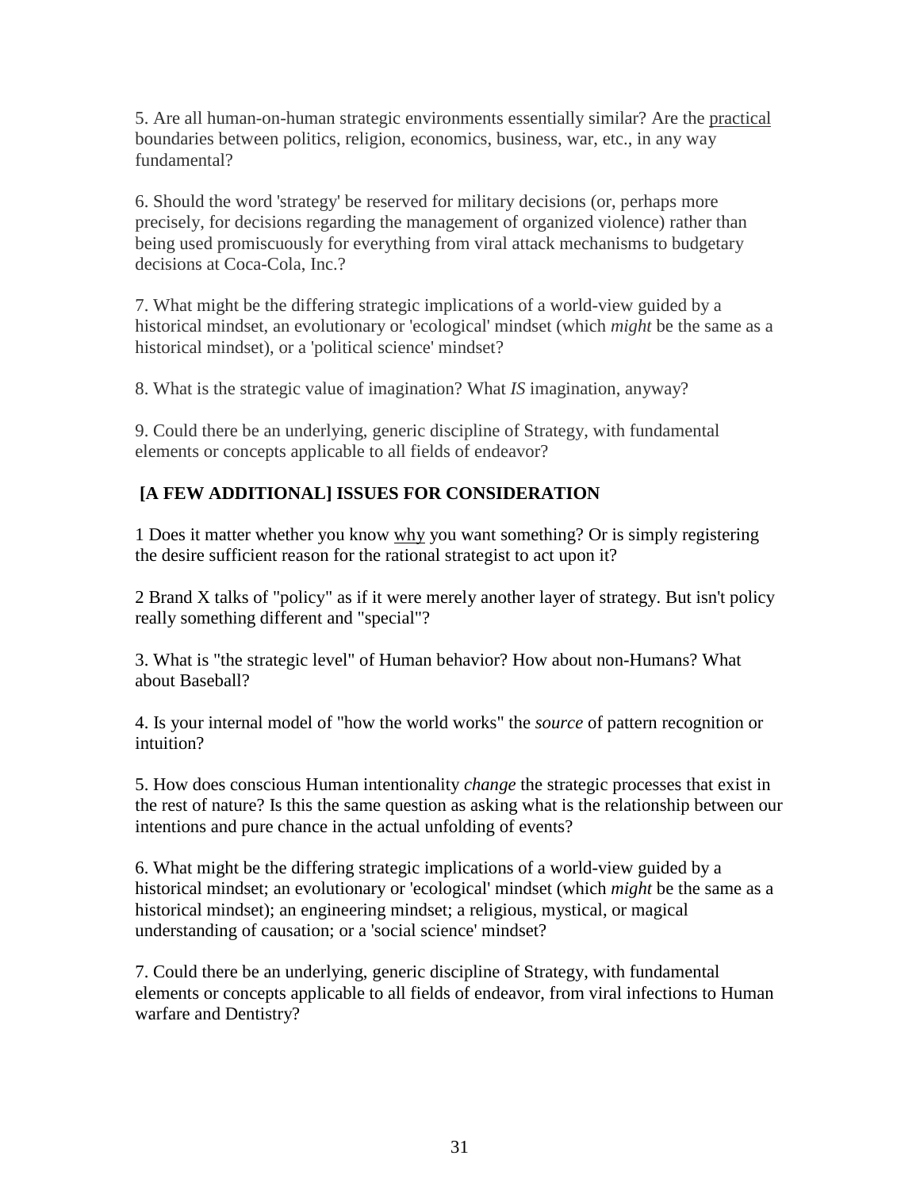5. Are all human-on-human strategic environments essentially similar? Are the practical boundaries between politics, religion, economics, business, war, etc., in any way fundamental?

6. Should the word 'strategy' be reserved for military decisions (or, perhaps more precisely, for decisions regarding the management of organized violence) rather than being used promiscuously for everything from viral attack mechanisms to budgetary decisions at Coca-Cola, Inc.?

7. What might be the differing strategic implications of a world-view guided by a historical mindset, an evolutionary or 'ecological' mindset (which *might* be the same as a historical mindset), or a 'political science' mindset?

8. What is the strategic value of imagination? What *IS* imagination, anyway?

9. Could there be an underlying, generic discipline of Strategy, with fundamental elements or concepts applicable to all fields of endeavor?

## [A FEW ADDITIONAL] ISSUES FOR CONSIDERATION

1 Does it matter whether you know why you want something? Or is simply registering the desire sufficient reason for the rational strategist to act upon it?

2 Brand X talks of "policy" as if it were merely another layer of strategy. But isn't policy really something different and "special"?

3. What is "the strategic level" of Human behavior? How about non-Humans? What about Baseball?

4. Is your internal model of "how the world works" the *source* of pattern recognition or intuition?

5. How does conscious Human intentionality *change* the strategic processes that exist in the rest of nature? Is this the same question as asking what is the relationship between our intentions and pure chance in the actual unfolding of events?

6. What might be the differing strategic implications of a world-view guided by a historical mindset; an evolutionary or 'ecological' mindset (which *might* be the same as a historical mindset); an engineering mindset; a religious, mystical, or magical understanding of causation; or a 'social science' mindset?

7. Could there be an underlying, generic discipline of Strategy, with fundamental elements or concepts applicable to all fields of endeavor, from viral infections to Human warfare and Dentistry?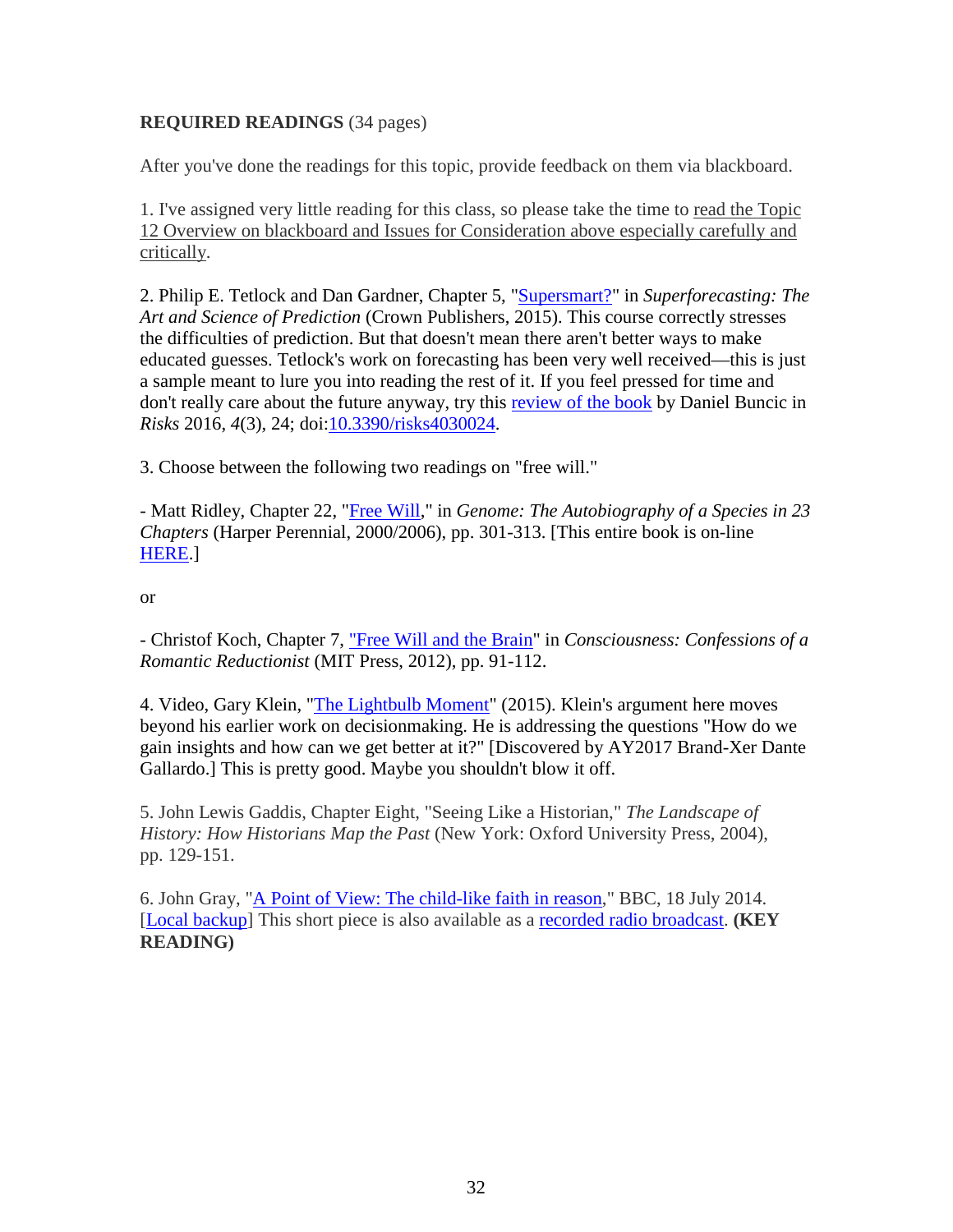**REQUIRED READINGS** (34 pages)

After you've done the readings for this topic, provide feedback on them via blackboard.

1. I've assigned very little reading for this class, so please take the time to read the Topic 12 Overview on blackboard and Issues for Consideration above especially carefully and critically.

2. Philip E. Tetlock and Dan Gardner, Chapter 5, "Supersmart?" in *Superforecasting: The Art and Science of Prediction* (Crown Publishers, 2015). This course correctly stresses the difficulties of prediction. But that doesn't mean there aren't better ways to make educated guesses. Tetlock's work on forecasting has been very well received—this is just a sample meant to lure you into reading the rest of it. If you feel pressed for time and don't really care about the future anyway, try this review of the book by Daniel Buncic in *Risks* 2016, *4*(3), 24; doi:10.3390/risks4030024.

3. Choose between the following two readings on "free will."

- Matt Ridley, Chapter 22, "Free Will," in *Genome: The Autobiography of a Species in 23 Chapters* (Harper Perennial, 2000/2006), pp. 301-313. [This entire book is on-line HERE.]

or

- Christof Koch, Chapter 7, "Free Will and the Brain" in *Consciousness: Confessions of a Romantic Reductionist* (MIT Press, 2012), pp. 91-112.

4. Video, Gary Klein, "The Lightbulb Moment" (2015). Klein's argument here moves beyond his earlier work on decisionmaking. He is addressing the questions "How do we gain insights and how can we get better at it?" [Discovered by AY2017 Brand-Xer Dante Gallardo.] This is pretty good. Maybe you shouldn't blow it off.

5. John Lewis Gaddis, Chapter Eight, "Seeing Like a Historian," *The Landscape of History: How Historians Map the Past* (New York: Oxford University Press, 2004), pp. 129-151.

6. John Gray, "A Point of View: The child-like faith in reason," BBC, 18 July 2014. [Local backup] This short piece is also available as a recorded radio broadcast. **(KEY READING)**